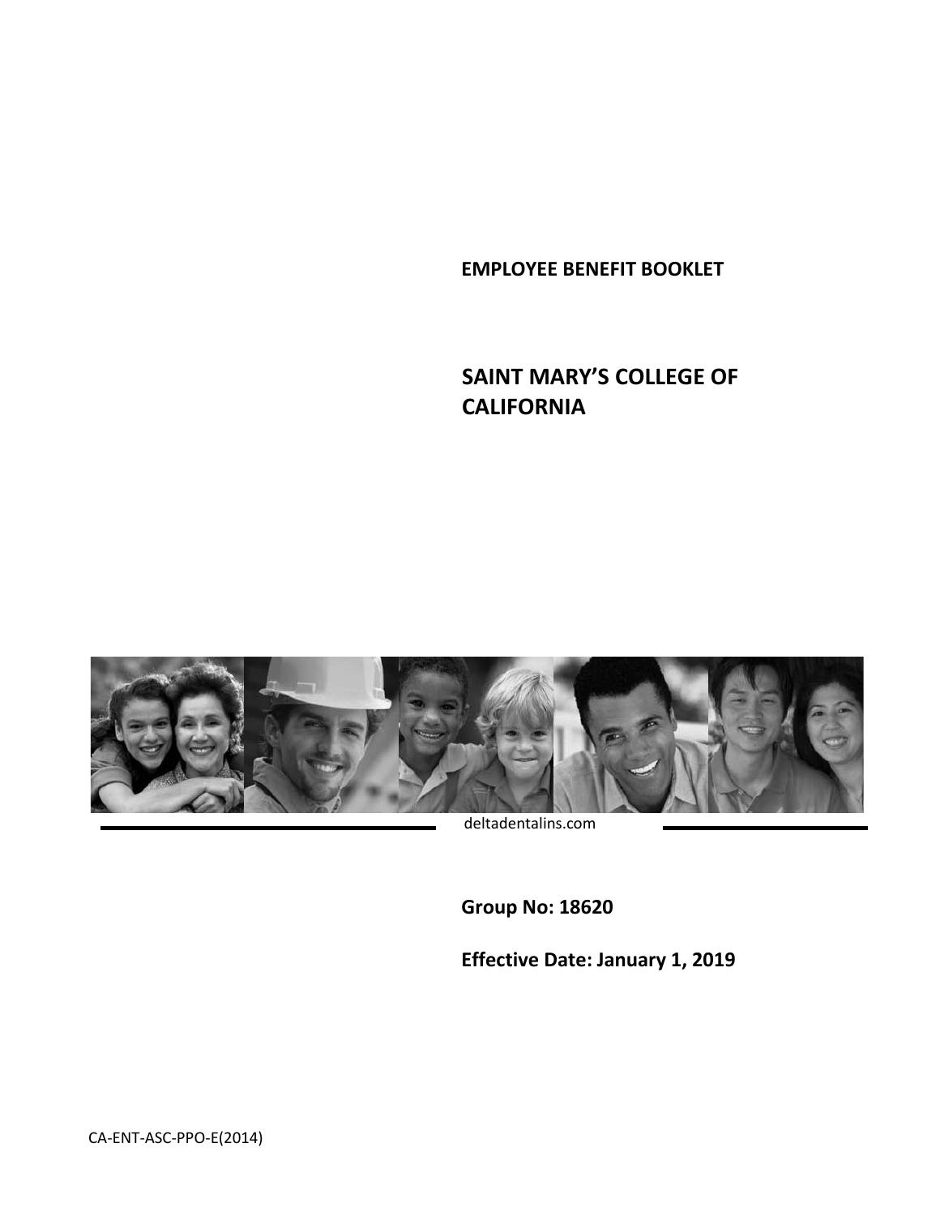**EMPLOYEE BENEFIT BOOKLET**

# SAINT MARY'S COLLEGE OF CALIFORNIA

deltadentalins.com

**Group No: 18620**

**Effective Date: January 1, 2019**

CA-ENT-ASC-PPO-E(2014)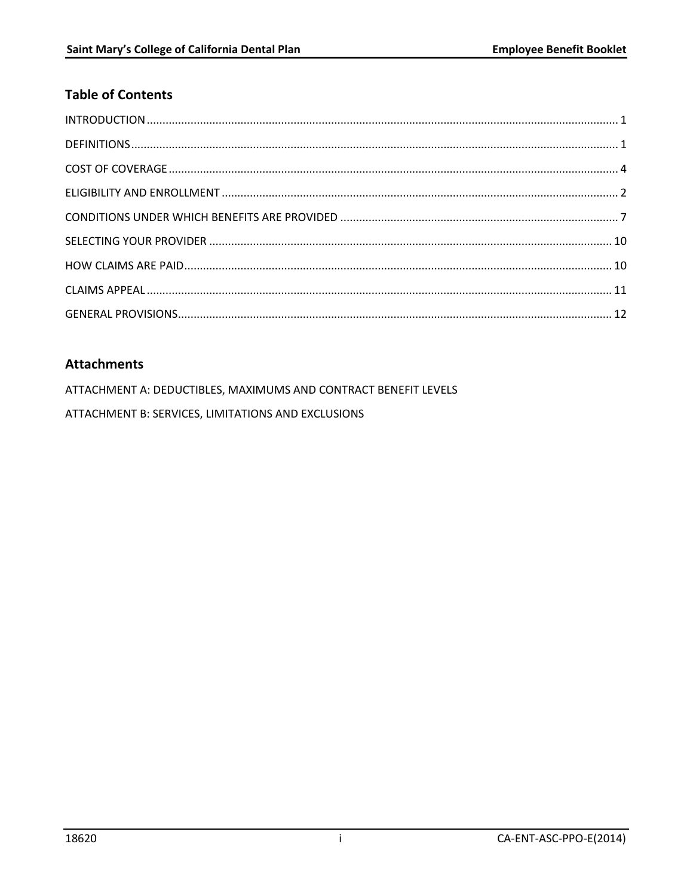## Table of Contents

INTRODUCTION ........ 1

DEFINITIONS ........ 1

COST OF COVERAGE ........ 4

ELIGIBILITY AND ENROLLMENT ........ 2

CONDITIONS UNDER WHICH BENEFITS ARE PROVIDED ........ 7

SELECTING YOUR PROVIDER ........ 10

HOW CLAIMS ARE PAID ........ 10

CLAIMS APPEAL ........ 11

GENERAL PROVISIONS ........ 12

## Attachments

ATTACHMENT A: DEDUCTIBLES, MAXIMUMS AND CONTRACT BENEFIT LEVELS

ATTACHMENT B: SERVICES, LIMITATIONS AND EXCLUSIONS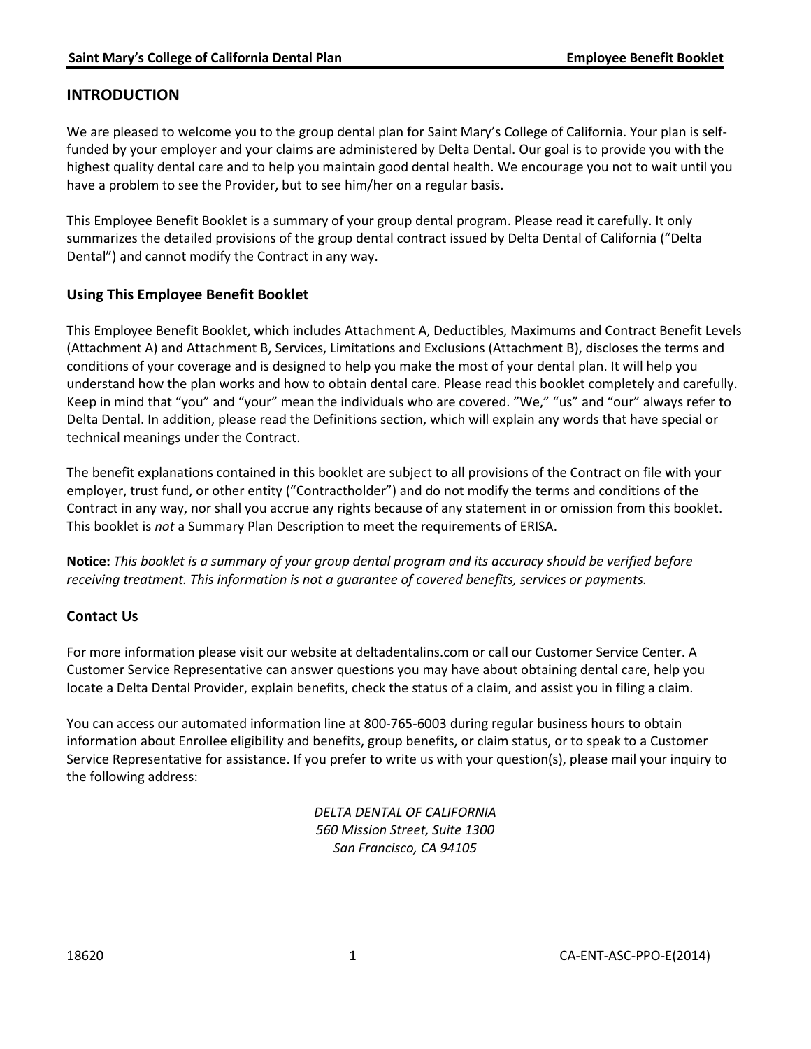## INTRODUCTION

We are pleased to welcome you to the group dental plan for Saint Mary's College of California. Your plan is self-funded by your employer and your claims are administered by Delta Dental. Our goal is to provide you with the highest quality dental care and to help you maintain good dental health. We encourage you not to wait until you have a problem to see the Provider, but to see him/her on a regular basis.

This Employee Benefit Booklet is a summary of your group dental program. Please read it carefully. It only summarizes the detailed provisions of the group dental contract issued by Delta Dental of California ("Delta Dental") and cannot modify the Contract in any way.

### Using This Employee Benefit Booklet

This Employee Benefit Booklet, which includes Attachment A, Deductibles, Maximums and Contract Benefit Levels (Attachment A) and Attachment B, Services, Limitations and Exclusions (Attachment B), discloses the terms and conditions of your coverage and is designed to help you make the most of your dental plan. It will help you understand how the plan works and how to obtain dental care. Please read this booklet completely and carefully. Keep in mind that "you" and "your" mean the individuals who are covered. "We," "us" and "our" always refer to Delta Dental. In addition, please read the Definitions section, which will explain any words that have special or technical meanings under the Contract.

The benefit explanations contained in this booklet are subject to all provisions of the Contract on file with your employer, trust fund, or other entity ("Contractholder") and do not modify the terms and conditions of the Contract in any way, nor shall you accrue any rights because of any statement in or omission from this booklet. This booklet is *not* a Summary Plan Description to meet the requirements of ERISA.

**Notice:** *This booklet is a summary of your group dental program and its accuracy should be verified before receiving treatment. This information is not a guarantee of covered benefits, services or payments.*

### Contact Us

For more information please visit our website at deltadentalins.com or call our Customer Service Center. A Customer Service Representative can answer questions you may have about obtaining dental care, help you locate a Delta Dental Provider, explain benefits, check the status of a claim, and assist you in filing a claim.

You can access our automated information line at 800-765-6003 during regular business hours to obtain information about Enrollee eligibility and benefits, group benefits, or claim status, or to speak to a Customer Service Representative for assistance. If you prefer to write us with your question(s), please mail your inquiry to the following address:

*DELTA DENTAL OF CALIFORNIA*
*560 Mission Street, Suite 1300*
*San Francisco, CA 94105*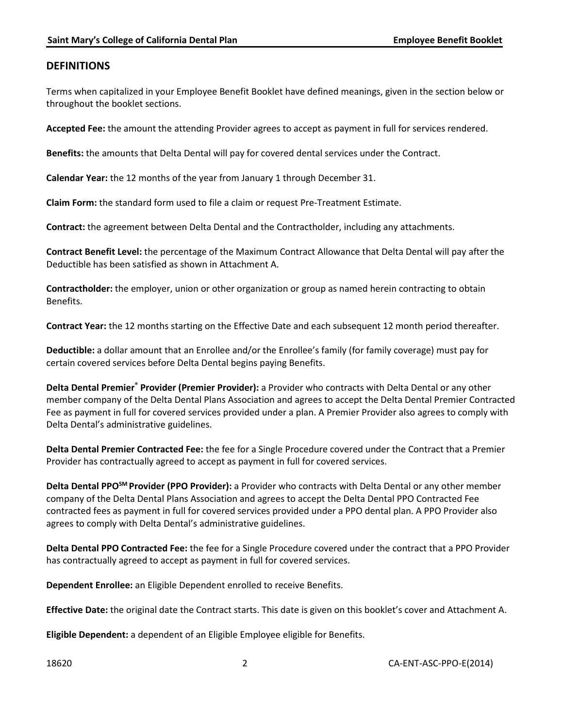## DEFINITIONS

Terms when capitalized in your Employee Benefit Booklet have defined meanings, given in the section below or throughout the booklet sections.

**Accepted Fee:** the amount the attending Provider agrees to accept as payment in full for services rendered.

**Benefits:** the amounts that Delta Dental will pay for covered dental services under the Contract.

**Calendar Year:** the 12 months of the year from January 1 through December 31.

**Claim Form:** the standard form used to file a claim or request Pre-Treatment Estimate.

**Contract:** the agreement between Delta Dental and the Contractholder, including any attachments.

**Contract Benefit Level:** the percentage of the Maximum Contract Allowance that Delta Dental will pay after the Deductible has been satisfied as shown in Attachment A.

**Contractholder:** the employer, union or other organization or group as named herein contracting to obtain Benefits.

**Contract Year:** the 12 months starting on the Effective Date and each subsequent 12 month period thereafter.

**Deductible:** a dollar amount that an Enrollee and/or the Enrollee's family (for family coverage) must pay for certain covered services before Delta Dental begins paying Benefits.

**Delta Dental Premier® Provider (Premier Provider):** a Provider who contracts with Delta Dental or any other member company of the Delta Dental Plans Association and agrees to accept the Delta Dental Premier Contracted Fee as payment in full for covered services provided under a plan. A Premier Provider also agrees to comply with Delta Dental's administrative guidelines.

**Delta Dental Premier Contracted Fee:** the fee for a Single Procedure covered under the Contract that a Premier Provider has contractually agreed to accept as payment in full for covered services.

**Delta Dental PPO℠ Provider (PPO Provider):** a Provider who contracts with Delta Dental or any other member company of the Delta Dental Plans Association and agrees to accept the Delta Dental PPO Contracted Fee contracted fees as payment in full for covered services provided under a PPO dental plan. A PPO Provider also agrees to comply with Delta Dental's administrative guidelines.

**Delta Dental PPO Contracted Fee:** the fee for a Single Procedure covered under the contract that a PPO Provider has contractually agreed to accept as payment in full for covered services.

**Dependent Enrollee:** an Eligible Dependent enrolled to receive Benefits.

**Effective Date:** the original date the Contract starts. This date is given on this booklet's cover and Attachment A.

**Eligible Dependent:** a dependent of an Eligible Employee eligible for Benefits.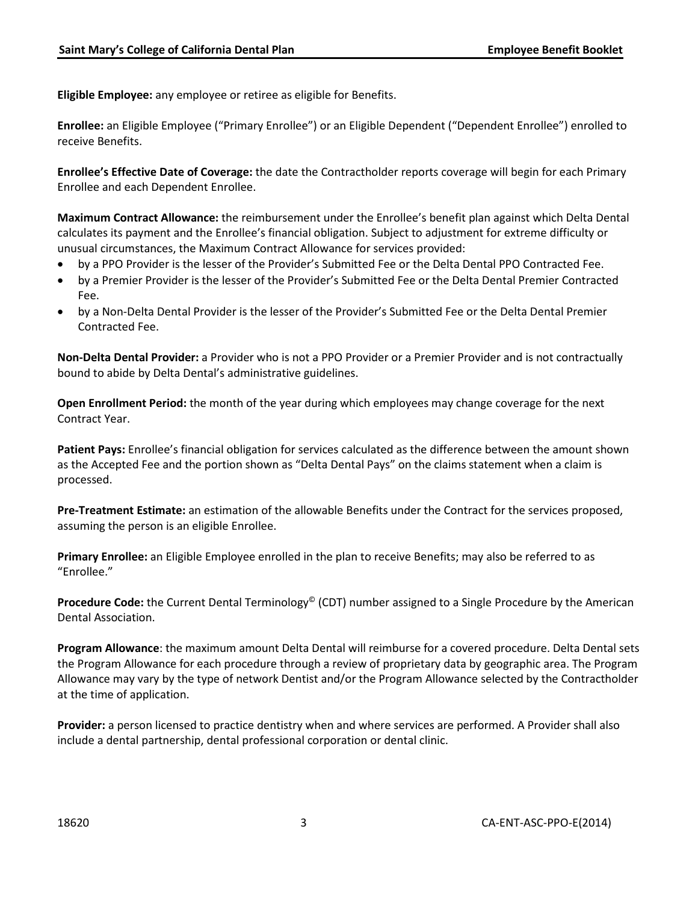**Eligible Employee:** any employee or retiree as eligible for Benefits.

**Enrollee:** an Eligible Employee ("Primary Enrollee") or an Eligible Dependent ("Dependent Enrollee") enrolled to receive Benefits.

**Enrollee's Effective Date of Coverage:** the date the Contractholder reports coverage will begin for each Primary Enrollee and each Dependent Enrollee.

**Maximum Contract Allowance:** the reimbursement under the Enrollee's benefit plan against which Delta Dental calculates its payment and the Enrollee's financial obligation. Subject to adjustment for extreme difficulty or unusual circumstances, the Maximum Contract Allowance for services provided:

- by a PPO Provider is the lesser of the Provider's Submitted Fee or the Delta Dental PPO Contracted Fee.
- by a Premier Provider is the lesser of the Provider's Submitted Fee or the Delta Dental Premier Contracted Fee.
- by a Non-Delta Dental Provider is the lesser of the Provider's Submitted Fee or the Delta Dental Premier Contracted Fee.

**Non-Delta Dental Provider:** a Provider who is not a PPO Provider or a Premier Provider and is not contractually bound to abide by Delta Dental's administrative guidelines.

**Open Enrollment Period:** the month of the year during which employees may change coverage for the next Contract Year.

**Patient Pays:** Enrollee's financial obligation for services calculated as the difference between the amount shown as the Accepted Fee and the portion shown as "Delta Dental Pays" on the claims statement when a claim is processed.

**Pre-Treatment Estimate:** an estimation of the allowable Benefits under the Contract for the services proposed, assuming the person is an eligible Enrollee.

**Primary Enrollee:** an Eligible Employee enrolled in the plan to receive Benefits; may also be referred to as "Enrollee."

**Procedure Code:** the Current Dental Terminology© (CDT) number assigned to a Single Procedure by the American Dental Association.

**Program Allowance**: the maximum amount Delta Dental will reimburse for a covered procedure. Delta Dental sets the Program Allowance for each procedure through a review of proprietary data by geographic area. The Program Allowance may vary by the type of network Dentist and/or the Program Allowance selected by the Contractholder at the time of application.

**Provider:** a person licensed to practice dentistry when and where services are performed. A Provider shall also include a dental partnership, dental professional corporation or dental clinic.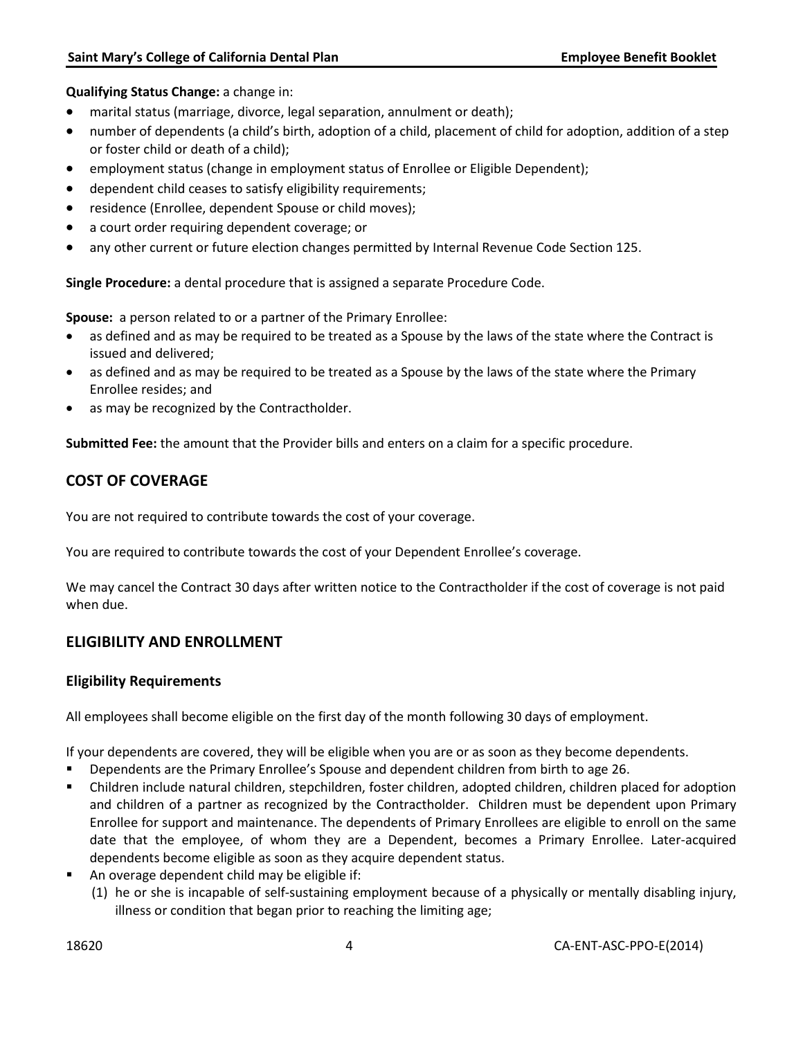**Qualifying Status Change:** a change in:

- marital status (marriage, divorce, legal separation, annulment or death);
- number of dependents (a child's birth, adoption of a child, placement of child for adoption, addition of a step or foster child or death of a child);
- employment status (change in employment status of Enrollee or Eligible Dependent);
- dependent child ceases to satisfy eligibility requirements;
- residence (Enrollee, dependent Spouse or child moves);
- a court order requiring dependent coverage; or
- any other current or future election changes permitted by Internal Revenue Code Section 125.

**Single Procedure:** a dental procedure that is assigned a separate Procedure Code.

**Spouse:** a person related to or a partner of the Primary Enrollee:

- as defined and as may be required to be treated as a Spouse by the laws of the state where the Contract is issued and delivered;
- as defined and as may be required to be treated as a Spouse by the laws of the state where the Primary Enrollee resides; and
- as may be recognized by the Contractholder.

**Submitted Fee:** the amount that the Provider bills and enters on a claim for a specific procedure.

## COST OF COVERAGE

You are not required to contribute towards the cost of your coverage.

You are required to contribute towards the cost of your Dependent Enrollee's coverage.

We may cancel the Contract 30 days after written notice to the Contractholder if the cost of coverage is not paid when due.

## ELIGIBILITY AND ENROLLMENT

### Eligibility Requirements

All employees shall become eligible on the first day of the month following 30 days of employment.

If your dependents are covered, they will be eligible when you are or as soon as they become dependents.

- Dependents are the Primary Enrollee's Spouse and dependent children from birth to age 26.
- Children include natural children, stepchildren, foster children, adopted children, children placed for adoption and children of a partner as recognized by the Contractholder. Children must be dependent upon Primary Enrollee for support and maintenance. The dependents of Primary Enrollees are eligible to enroll on the same date that the employee, of whom they are a Dependent, becomes a Primary Enrollee. Later-acquired dependents become eligible as soon as they acquire dependent status.
- An overage dependent child may be eligible if:
  (1) he or she is incapable of self-sustaining employment because of a physically or mentally disabling injury, illness or condition that began prior to reaching the limiting age;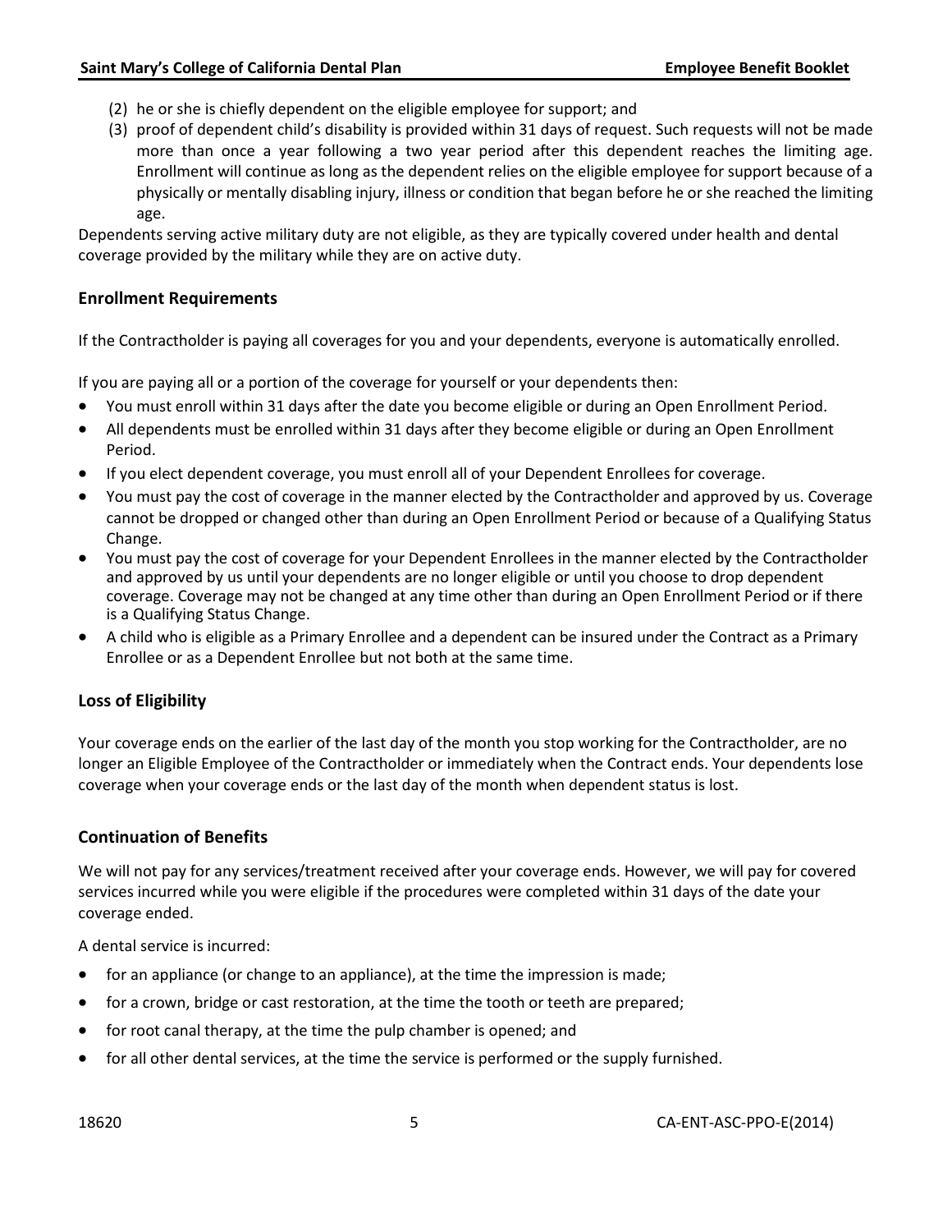(2) he or she is chiefly dependent on the eligible employee for support; and

(3) proof of dependent child's disability is provided within 31 days of request. Such requests will not be made more than once a year following a two year period after this dependent reaches the limiting age. Enrollment will continue as long as the dependent relies on the eligible employee for support because of a physically or mentally disabling injury, illness or condition that began before he or she reached the limiting age.

Dependents serving active military duty are not eligible, as they are typically covered under health and dental coverage provided by the military while they are on active duty.

### Enrollment Requirements

If the Contractholder is paying all coverages for you and your dependents, everyone is automatically enrolled.

If you are paying all or a portion of the coverage for yourself or your dependents then:

- You must enroll within 31 days after the date you become eligible or during an Open Enrollment Period.
- All dependents must be enrolled within 31 days after they become eligible or during an Open Enrollment Period.
- If you elect dependent coverage, you must enroll all of your Dependent Enrollees for coverage.
- You must pay the cost of coverage in the manner elected by the Contractholder and approved by us. Coverage cannot be dropped or changed other than during an Open Enrollment Period or because of a Qualifying Status Change.
- You must pay the cost of coverage for your Dependent Enrollees in the manner elected by the Contractholder and approved by us until your dependents are no longer eligible or until you choose to drop dependent coverage. Coverage may not be changed at any time other than during an Open Enrollment Period or if there is a Qualifying Status Change.
- A child who is eligible as a Primary Enrollee and a dependent can be insured under the Contract as a Primary Enrollee or as a Dependent Enrollee but not both at the same time.

### Loss of Eligibility

Your coverage ends on the earlier of the last day of the month you stop working for the Contractholder, are no longer an Eligible Employee of the Contractholder or immediately when the Contract ends. Your dependents lose coverage when your coverage ends or the last day of the month when dependent status is lost.

### Continuation of Benefits

We will not pay for any services/treatment received after your coverage ends. However, we will pay for covered services incurred while you were eligible if the procedures were completed within 31 days of the date your coverage ended.

A dental service is incurred:

- for an appliance (or change to an appliance), at the time the impression is made;
- for a crown, bridge or cast restoration, at the time the tooth or teeth are prepared;
- for root canal therapy, at the time the pulp chamber is opened; and
- for all other dental services, at the time the service is performed or the supply furnished.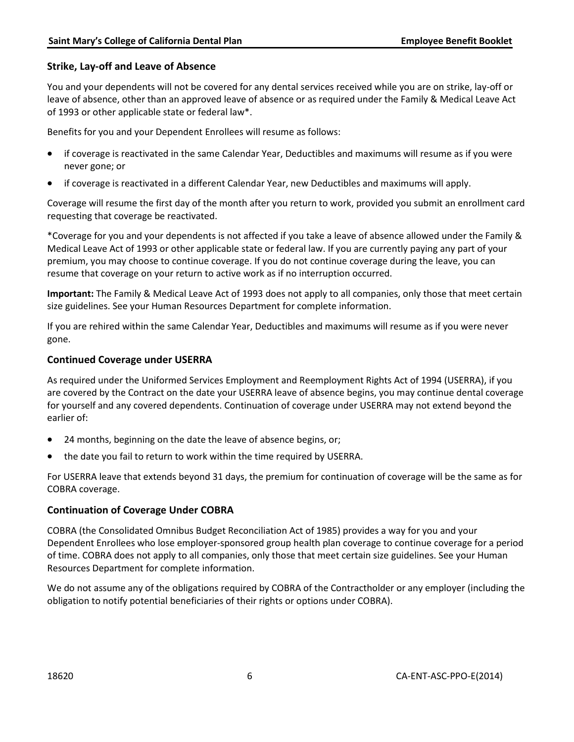## Strike, Lay-off and Leave of Absence

You and your dependents will not be covered for any dental services received while you are on strike, lay-off or leave of absence, other than an approved leave of absence or as required under the Family & Medical Leave Act of 1993 or other applicable state or federal law*.

Benefits for you and your Dependent Enrollees will resume as follows:

- if coverage is reactivated in the same Calendar Year, Deductibles and maximums will resume as if you were never gone; or
- if coverage is reactivated in a different Calendar Year, new Deductibles and maximums will apply.

Coverage will resume the first day of the month after you return to work, provided you submit an enrollment card requesting that coverage be reactivated.

*Coverage for you and your dependents is not affected if you take a leave of absence allowed under the Family & Medical Leave Act of 1993 or other applicable state or federal law. If you are currently paying any part of your premium, you may choose to continue coverage. If you do not continue coverage during the leave, you can resume that coverage on your return to active work as if no interruption occurred.

**Important:** The Family & Medical Leave Act of 1993 does not apply to all companies, only those that meet certain size guidelines. See your Human Resources Department for complete information.

If you are rehired within the same Calendar Year, Deductibles and maximums will resume as if you were never gone.

## Continued Coverage under USERRA

As required under the Uniformed Services Employment and Reemployment Rights Act of 1994 (USERRA), if you are covered by the Contract on the date your USERRA leave of absence begins, you may continue dental coverage for yourself and any covered dependents. Continuation of coverage under USERRA may not extend beyond the earlier of:

- 24 months, beginning on the date the leave of absence begins, or;
- the date you fail to return to work within the time required by USERRA.

For USERRA leave that extends beyond 31 days, the premium for continuation of coverage will be the same as for COBRA coverage.

## Continuation of Coverage Under COBRA

COBRA (the Consolidated Omnibus Budget Reconciliation Act of 1985) provides a way for you and your Dependent Enrollees who lose employer-sponsored group health plan coverage to continue coverage for a period of time. COBRA does not apply to all companies, only those that meet certain size guidelines. See your Human Resources Department for complete information.

We do not assume any of the obligations required by COBRA of the Contractholder or any employer (including the obligation to notify potential beneficiaries of their rights or options under COBRA).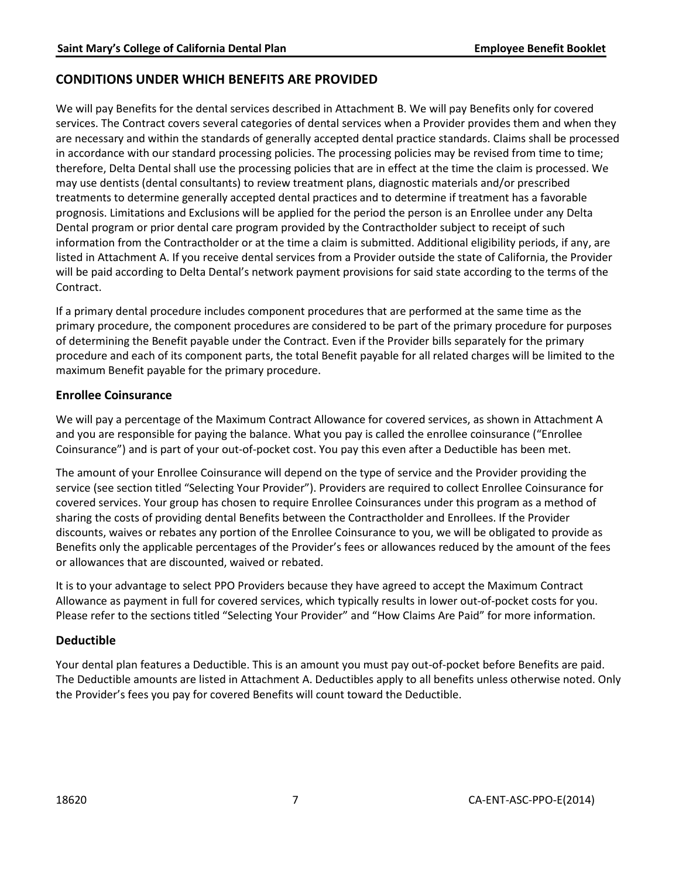## CONDITIONS UNDER WHICH BENEFITS ARE PROVIDED

We will pay Benefits for the dental services described in Attachment B. We will pay Benefits only for covered services. The Contract covers several categories of dental services when a Provider provides them and when they are necessary and within the standards of generally accepted dental practice standards. Claims shall be processed in accordance with our standard processing policies. The processing policies may be revised from time to time; therefore, Delta Dental shall use the processing policies that are in effect at the time the claim is processed. We may use dentists (dental consultants) to review treatment plans, diagnostic materials and/or prescribed treatments to determine generally accepted dental practices and to determine if treatment has a favorable prognosis. Limitations and Exclusions will be applied for the period the person is an Enrollee under any Delta Dental program or prior dental care program provided by the Contractholder subject to receipt of such information from the Contractholder or at the time a claim is submitted. Additional eligibility periods, if any, are listed in Attachment A. If you receive dental services from a Provider outside the state of California, the Provider will be paid according to Delta Dental's network payment provisions for said state according to the terms of the Contract.

If a primary dental procedure includes component procedures that are performed at the same time as the primary procedure, the component procedures are considered to be part of the primary procedure for purposes of determining the Benefit payable under the Contract. Even if the Provider bills separately for the primary procedure and each of its component parts, the total Benefit payable for all related charges will be limited to the maximum Benefit payable for the primary procedure.

### Enrollee Coinsurance

We will pay a percentage of the Maximum Contract Allowance for covered services, as shown in Attachment A and you are responsible for paying the balance. What you pay is called the enrollee coinsurance ("Enrollee Coinsurance") and is part of your out-of-pocket cost. You pay this even after a Deductible has been met.

The amount of your Enrollee Coinsurance will depend on the type of service and the Provider providing the service (see section titled "Selecting Your Provider"). Providers are required to collect Enrollee Coinsurance for covered services. Your group has chosen to require Enrollee Coinsurances under this program as a method of sharing the costs of providing dental Benefits between the Contractholder and Enrollees. If the Provider discounts, waives or rebates any portion of the Enrollee Coinsurance to you, we will be obligated to provide as Benefits only the applicable percentages of the Provider's fees or allowances reduced by the amount of the fees or allowances that are discounted, waived or rebated.

It is to your advantage to select PPO Providers because they have agreed to accept the Maximum Contract Allowance as payment in full for covered services, which typically results in lower out-of-pocket costs for you. Please refer to the sections titled "Selecting Your Provider" and "How Claims Are Paid" for more information.

### Deductible

Your dental plan features a Deductible. This is an amount you must pay out-of-pocket before Benefits are paid. The Deductible amounts are listed in Attachment A. Deductibles apply to all benefits unless otherwise noted. Only the Provider's fees you pay for covered Benefits will count toward the Deductible.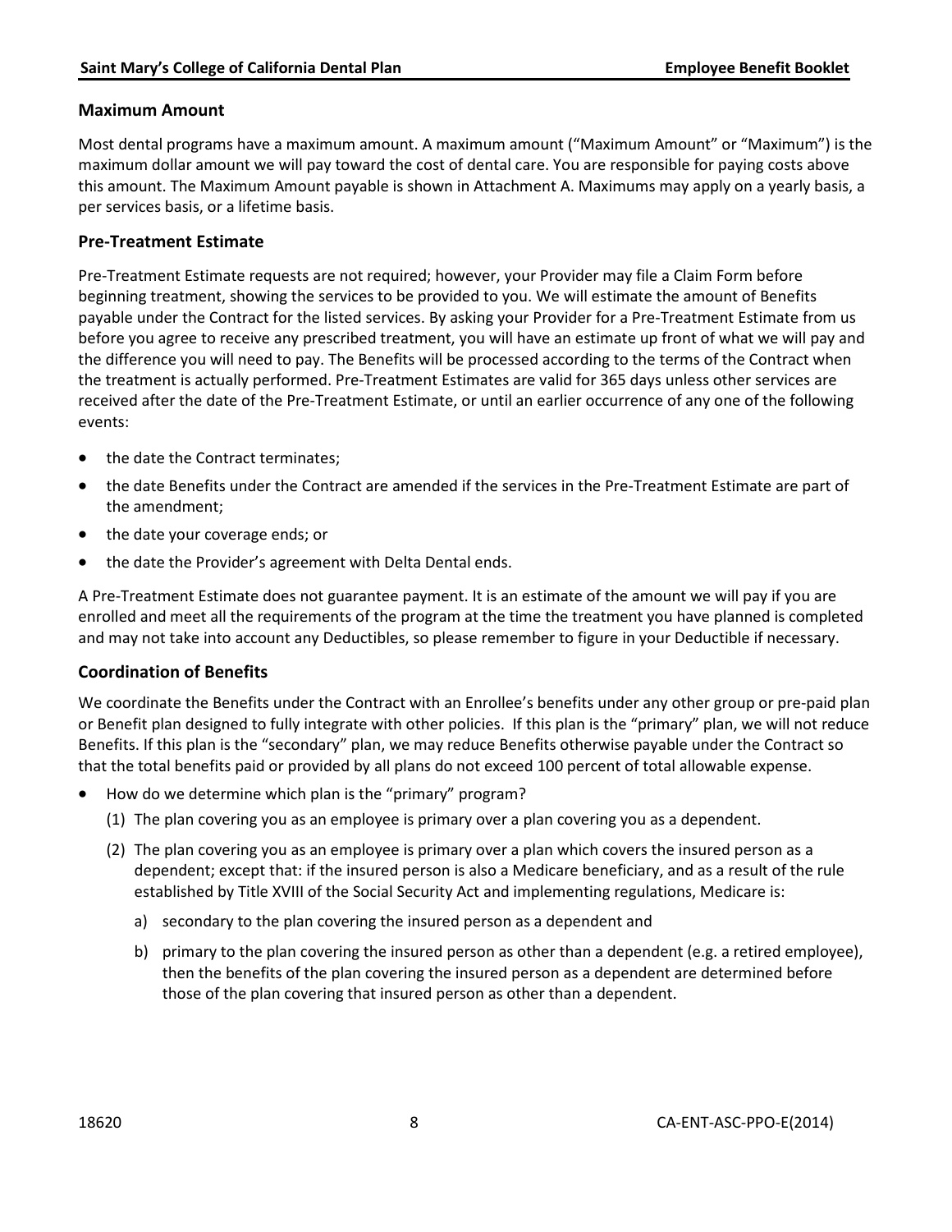## Maximum Amount

Most dental programs have a maximum amount. A maximum amount ("Maximum Amount" or "Maximum") is the maximum dollar amount we will pay toward the cost of dental care. You are responsible for paying costs above this amount. The Maximum Amount payable is shown in Attachment A. Maximums may apply on a yearly basis, a per services basis, or a lifetime basis.

## Pre-Treatment Estimate

Pre-Treatment Estimate requests are not required; however, your Provider may file a Claim Form before beginning treatment, showing the services to be provided to you. We will estimate the amount of Benefits payable under the Contract for the listed services. By asking your Provider for a Pre-Treatment Estimate from us before you agree to receive any prescribed treatment, you will have an estimate up front of what we will pay and the difference you will need to pay. The Benefits will be processed according to the terms of the Contract when the treatment is actually performed. Pre-Treatment Estimates are valid for 365 days unless other services are received after the date of the Pre-Treatment Estimate, or until an earlier occurrence of any one of the following events:

- the date the Contract terminates;
- the date Benefits under the Contract are amended if the services in the Pre-Treatment Estimate are part of the amendment;
- the date your coverage ends; or
- the date the Provider's agreement with Delta Dental ends.

A Pre-Treatment Estimate does not guarantee payment. It is an estimate of the amount we will pay if you are enrolled and meet all the requirements of the program at the time the treatment you have planned is completed and may not take into account any Deductibles, so please remember to figure in your Deductible if necessary.

## Coordination of Benefits

We coordinate the Benefits under the Contract with an Enrollee's benefits under any other group or pre-paid plan or Benefit plan designed to fully integrate with other policies. If this plan is the "primary" plan, we will not reduce Benefits. If this plan is the "secondary" plan, we may reduce Benefits otherwise payable under the Contract so that the total benefits paid or provided by all plans do not exceed 100 percent of total allowable expense.

- How do we determine which plan is the "primary" program?
  1. The plan covering you as an employee is primary over a plan covering you as a dependent.
  2. The plan covering you as an employee is primary over a plan which covers the insured person as a dependent; except that: if the insured person is also a Medicare beneficiary, and as a result of the rule established by Title XVIII of the Social Security Act and implementing regulations, Medicare is:
     a) secondary to the plan covering the insured person as a dependent and
     b) primary to the plan covering the insured person as other than a dependent (e.g. a retired employee), then the benefits of the plan covering the insured person as a dependent are determined before those of the plan covering that insured person as other than a dependent.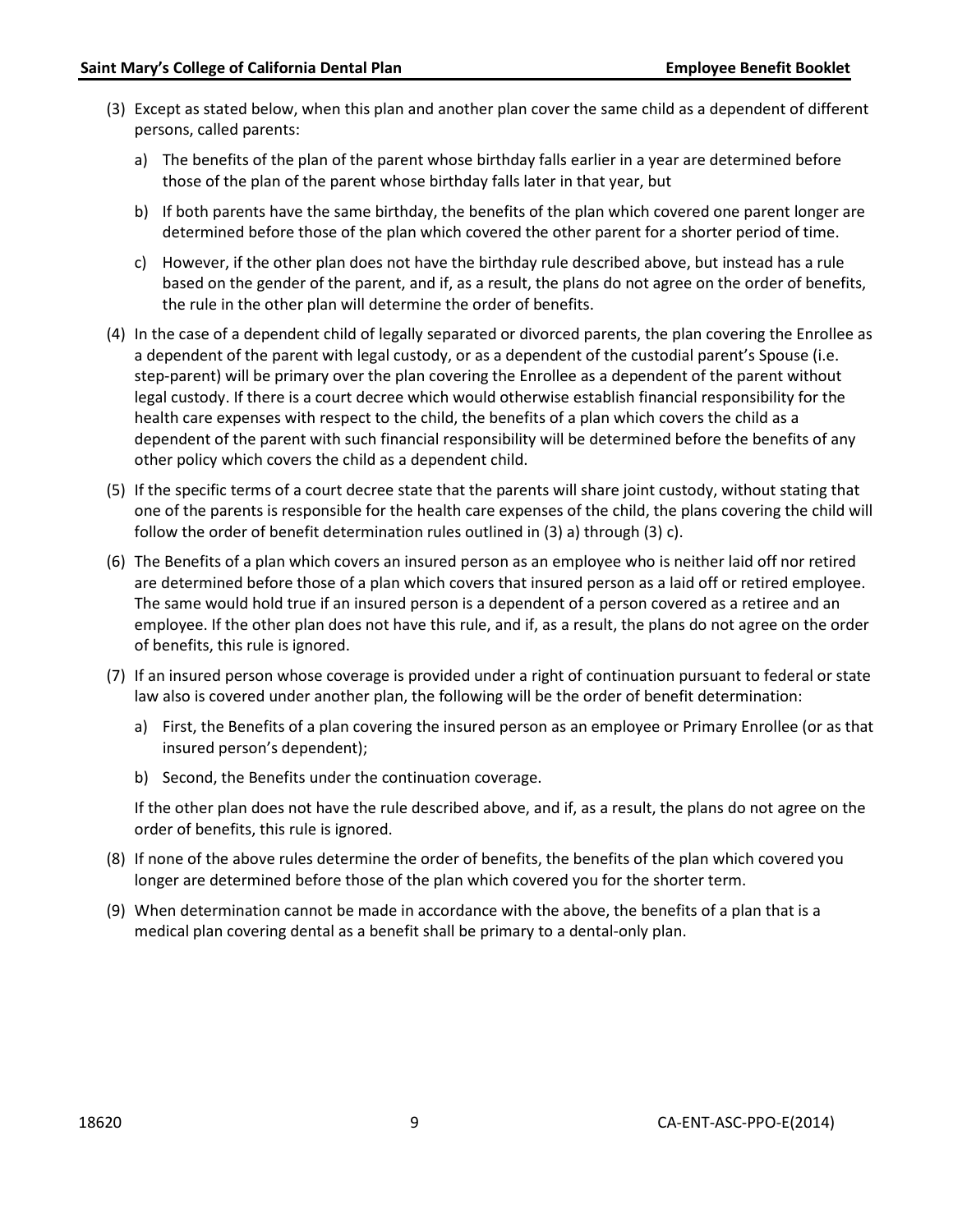(3) Except as stated below, when this plan and another plan cover the same child as a dependent of different persons, called parents:

   a) The benefits of the plan of the parent whose birthday falls earlier in a year are determined before those of the plan of the parent whose birthday falls later in that year, but

   b) If both parents have the same birthday, the benefits of the plan which covered one parent longer are determined before those of the plan which covered the other parent for a shorter period of time.

   c) However, if the other plan does not have the birthday rule described above, but instead has a rule based on the gender of the parent, and if, as a result, the plans do not agree on the order of benefits, the rule in the other plan will determine the order of benefits.

(4) In the case of a dependent child of legally separated or divorced parents, the plan covering the Enrollee as a dependent of the parent with legal custody, or as a dependent of the custodial parent's Spouse (i.e. step-parent) will be primary over the plan covering the Enrollee as a dependent of the parent without legal custody. If there is a court decree which would otherwise establish financial responsibility for the health care expenses with respect to the child, the benefits of a plan which covers the child as a dependent of the parent with such financial responsibility will be determined before the benefits of any other policy which covers the child as a dependent child.

(5) If the specific terms of a court decree state that the parents will share joint custody, without stating that one of the parents is responsible for the health care expenses of the child, the plans covering the child will follow the order of benefit determination rules outlined in (3) a) through (3) c).

(6) The Benefits of a plan which covers an insured person as an employee who is neither laid off nor retired are determined before those of a plan which covers that insured person as a laid off or retired employee. The same would hold true if an insured person is a dependent of a person covered as a retiree and an employee. If the other plan does not have this rule, and if, as a result, the plans do not agree on the order of benefits, this rule is ignored.

(7) If an insured person whose coverage is provided under a right of continuation pursuant to federal or state law also is covered under another plan, the following will be the order of benefit determination:

   a) First, the Benefits of a plan covering the insured person as an employee or Primary Enrollee (or as that insured person's dependent);

   b) Second, the Benefits under the continuation coverage.

   If the other plan does not have the rule described above, and if, as a result, the plans do not agree on the order of benefits, this rule is ignored.

(8) If none of the above rules determine the order of benefits, the benefits of the plan which covered you longer are determined before those of the plan which covered you for the shorter term.

(9) When determination cannot be made in accordance with the above, the benefits of a plan that is a medical plan covering dental as a benefit shall be primary to a dental-only plan.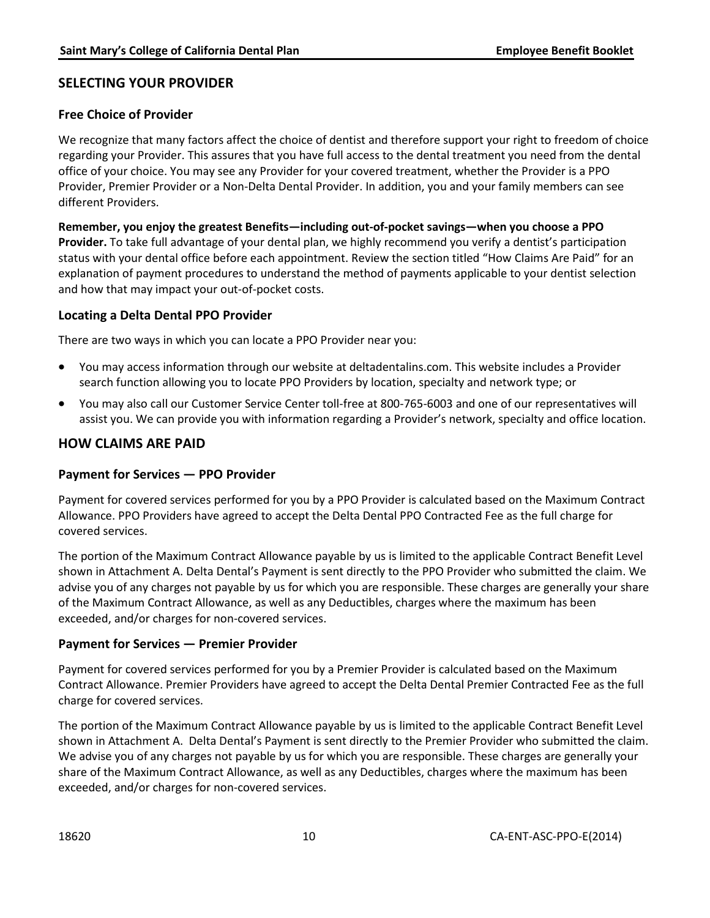## SELECTING YOUR PROVIDER

### Free Choice of Provider

We recognize that many factors affect the choice of dentist and therefore support your right to freedom of choice regarding your Provider. This assures that you have full access to the dental treatment you need from the dental office of your choice. You may see any Provider for your covered treatment, whether the Provider is a PPO Provider, Premier Provider or a Non-Delta Dental Provider. In addition, you and your family members can see different Providers.

**Remember, you enjoy the greatest Benefits—including out-of-pocket savings—when you choose a PPO Provider.** To take full advantage of your dental plan, we highly recommend you verify a dentist's participation status with your dental office before each appointment. Review the section titled "How Claims Are Paid" for an explanation of payment procedures to understand the method of payments applicable to your dentist selection and how that may impact your out-of-pocket costs.

### Locating a Delta Dental PPO Provider

There are two ways in which you can locate a PPO Provider near you:

- You may access information through our website at deltadentalins.com. This website includes a Provider search function allowing you to locate PPO Providers by location, specialty and network type; or
- You may also call our Customer Service Center toll-free at 800-765-6003 and one of our representatives will assist you. We can provide you with information regarding a Provider's network, specialty and office location.

## HOW CLAIMS ARE PAID

### Payment for Services — PPO Provider

Payment for covered services performed for you by a PPO Provider is calculated based on the Maximum Contract Allowance. PPO Providers have agreed to accept the Delta Dental PPO Contracted Fee as the full charge for covered services.

The portion of the Maximum Contract Allowance payable by us is limited to the applicable Contract Benefit Level shown in Attachment A. Delta Dental's Payment is sent directly to the PPO Provider who submitted the claim. We advise you of any charges not payable by us for which you are responsible. These charges are generally your share of the Maximum Contract Allowance, as well as any Deductibles, charges where the maximum has been exceeded, and/or charges for non-covered services.

### Payment for Services — Premier Provider

Payment for covered services performed for you by a Premier Provider is calculated based on the Maximum Contract Allowance. Premier Providers have agreed to accept the Delta Dental Premier Contracted Fee as the full charge for covered services.

The portion of the Maximum Contract Allowance payable by us is limited to the applicable Contract Benefit Level shown in Attachment A. Delta Dental's Payment is sent directly to the Premier Provider who submitted the claim. We advise you of any charges not payable by us for which you are responsible. These charges are generally your share of the Maximum Contract Allowance, as well as any Deductibles, charges where the maximum has been exceeded, and/or charges for non-covered services.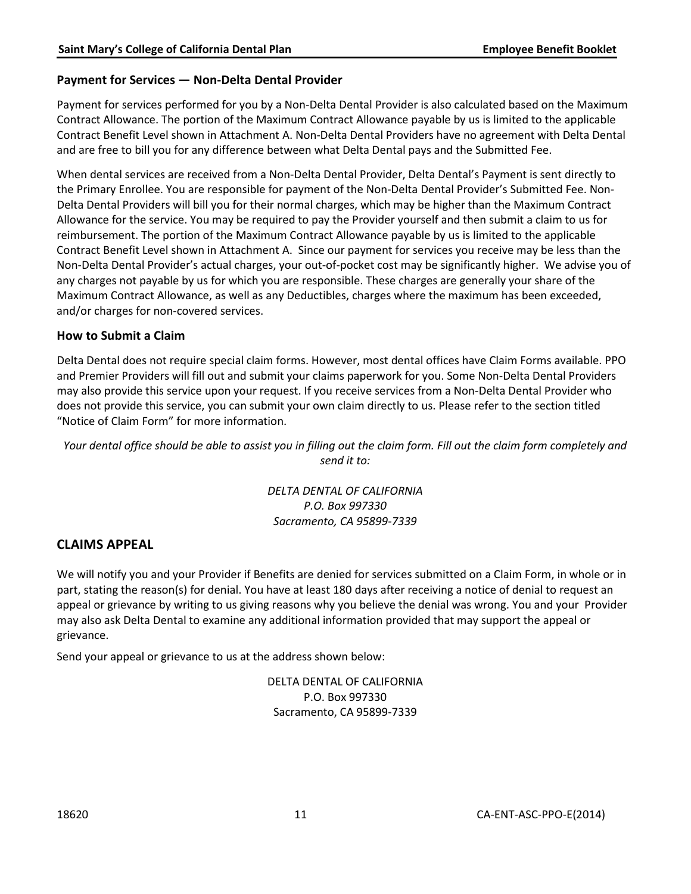### Payment for Services — Non-Delta Dental Provider

Payment for services performed for you by a Non-Delta Dental Provider is also calculated based on the Maximum Contract Allowance. The portion of the Maximum Contract Allowance payable by us is limited to the applicable Contract Benefit Level shown in Attachment A. Non-Delta Dental Providers have no agreement with Delta Dental and are free to bill you for any difference between what Delta Dental pays and the Submitted Fee.

When dental services are received from a Non-Delta Dental Provider, Delta Dental's Payment is sent directly to the Primary Enrollee. You are responsible for payment of the Non-Delta Dental Provider's Submitted Fee. Non-Delta Dental Providers will bill you for their normal charges, which may be higher than the Maximum Contract Allowance for the service. You may be required to pay the Provider yourself and then submit a claim to us for reimbursement. The portion of the Maximum Contract Allowance payable by us is limited to the applicable Contract Benefit Level shown in Attachment A. Since our payment for services you receive may be less than the Non-Delta Dental Provider's actual charges, your out-of-pocket cost may be significantly higher. We advise you of any charges not payable by us for which you are responsible. These charges are generally your share of the Maximum Contract Allowance, as well as any Deductibles, charges where the maximum has been exceeded, and/or charges for non-covered services.

### How to Submit a Claim

Delta Dental does not require special claim forms. However, most dental offices have Claim Forms available. PPO and Premier Providers will fill out and submit your claims paperwork for you. Some Non-Delta Dental Providers may also provide this service upon your request. If you receive services from a Non-Delta Dental Provider who does not provide this service, you can submit your own claim directly to us. Please refer to the section titled "Notice of Claim Form" for more information.

*Your dental office should be able to assist you in filling out the claim form. Fill out the claim form completely and send it to:*

*DELTA DENTAL OF CALIFORNIA*
*P.O. Box 997330*
*Sacramento, CA 95899-7339*

## CLAIMS APPEAL

We will notify you and your Provider if Benefits are denied for services submitted on a Claim Form, in whole or in part, stating the reason(s) for denial. You have at least 180 days after receiving a notice of denial to request an appeal or grievance by writing to us giving reasons why you believe the denial was wrong. You and your Provider may also ask Delta Dental to examine any additional information provided that may support the appeal or grievance.

Send your appeal or grievance to us at the address shown below:

DELTA DENTAL OF CALIFORNIA
P.O. Box 997330
Sacramento, CA 95899-7339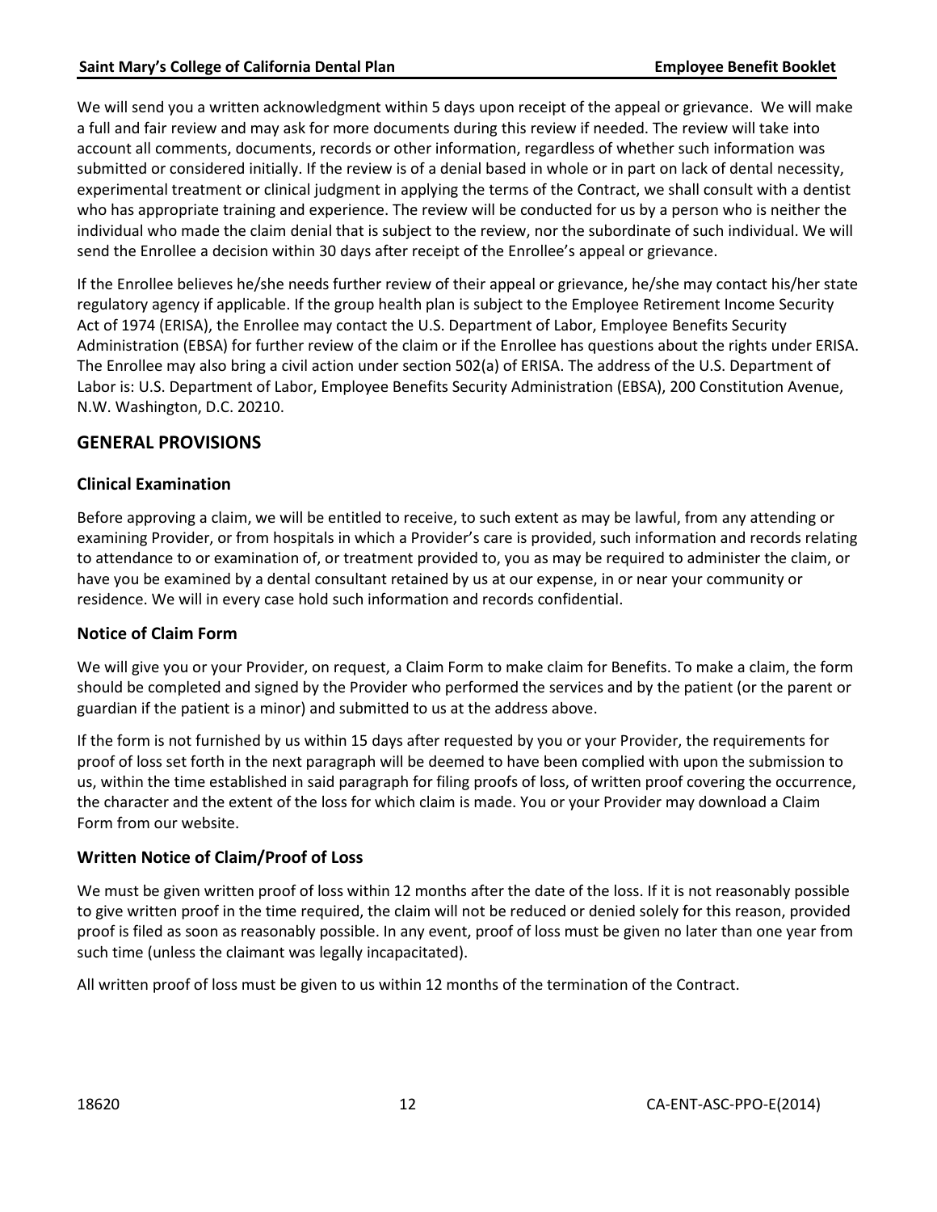We will send you a written acknowledgment within 5 days upon receipt of the appeal or grievance. We will make a full and fair review and may ask for more documents during this review if needed. The review will take into account all comments, documents, records or other information, regardless of whether such information was submitted or considered initially. If the review is of a denial based in whole or in part on lack of dental necessity, experimental treatment or clinical judgment in applying the terms of the Contract, we shall consult with a dentist who has appropriate training and experience. The review will be conducted for us by a person who is neither the individual who made the claim denial that is subject to the review, nor the subordinate of such individual. We will send the Enrollee a decision within 30 days after receipt of the Enrollee's appeal or grievance.

If the Enrollee believes he/she needs further review of their appeal or grievance, he/she may contact his/her state regulatory agency if applicable. If the group health plan is subject to the Employee Retirement Income Security Act of 1974 (ERISA), the Enrollee may contact the U.S. Department of Labor, Employee Benefits Security Administration (EBSA) for further review of the claim or if the Enrollee has questions about the rights under ERISA. The Enrollee may also bring a civil action under section 502(a) of ERISA. The address of the U.S. Department of Labor is: U.S. Department of Labor, Employee Benefits Security Administration (EBSA), 200 Constitution Avenue, N.W. Washington, D.C. 20210.

## GENERAL PROVISIONS

### Clinical Examination

Before approving a claim, we will be entitled to receive, to such extent as may be lawful, from any attending or examining Provider, or from hospitals in which a Provider's care is provided, such information and records relating to attendance to or examination of, or treatment provided to, you as may be required to administer the claim, or have you be examined by a dental consultant retained by us at our expense, in or near your community or residence. We will in every case hold such information and records confidential.

### Notice of Claim Form

We will give you or your Provider, on request, a Claim Form to make claim for Benefits. To make a claim, the form should be completed and signed by the Provider who performed the services and by the patient (or the parent or guardian if the patient is a minor) and submitted to us at the address above.

If the form is not furnished by us within 15 days after requested by you or your Provider, the requirements for proof of loss set forth in the next paragraph will be deemed to have been complied with upon the submission to us, within the time established in said paragraph for filing proofs of loss, of written proof covering the occurrence, the character and the extent of the loss for which claim is made. You or your Provider may download a Claim Form from our website.

### Written Notice of Claim/Proof of Loss

We must be given written proof of loss within 12 months after the date of the loss. If it is not reasonably possible to give written proof in the time required, the claim will not be reduced or denied solely for this reason, provided proof is filed as soon as reasonably possible. In any event, proof of loss must be given no later than one year from such time (unless the claimant was legally incapacitated).

All written proof of loss must be given to us within 12 months of the termination of the Contract.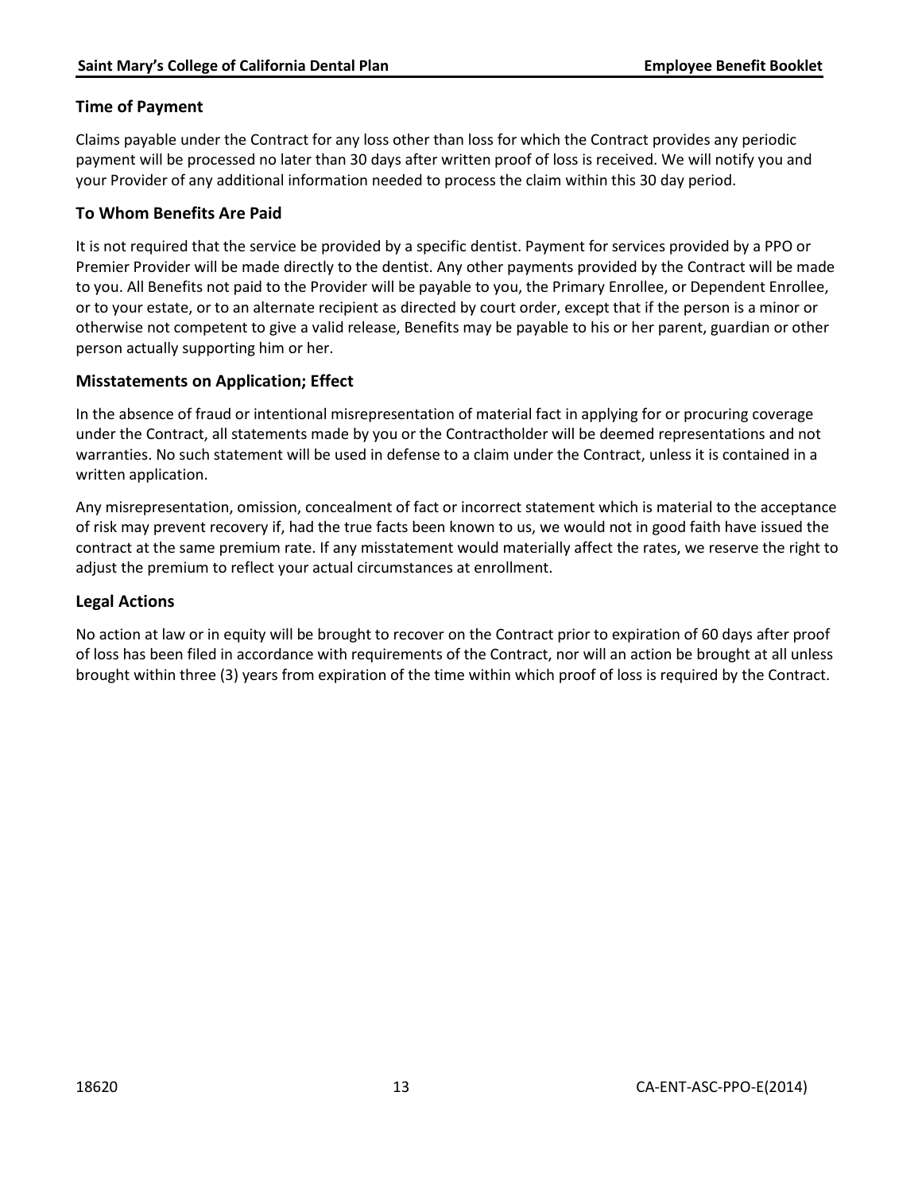## Time of Payment

Claims payable under the Contract for any loss other than loss for which the Contract provides any periodic payment will be processed no later than 30 days after written proof of loss is received. We will notify you and your Provider of any additional information needed to process the claim within this 30 day period.

## To Whom Benefits Are Paid

It is not required that the service be provided by a specific dentist. Payment for services provided by a PPO or Premier Provider will be made directly to the dentist. Any other payments provided by the Contract will be made to you. All Benefits not paid to the Provider will be payable to you, the Primary Enrollee, or Dependent Enrollee, or to your estate, or to an alternate recipient as directed by court order, except that if the person is a minor or otherwise not competent to give a valid release, Benefits may be payable to his or her parent, guardian or other person actually supporting him or her.

## Misstatements on Application; Effect

In the absence of fraud or intentional misrepresentation of material fact in applying for or procuring coverage under the Contract, all statements made by you or the Contractholder will be deemed representations and not warranties. No such statement will be used in defense to a claim under the Contract, unless it is contained in a written application.

Any misrepresentation, omission, concealment of fact or incorrect statement which is material to the acceptance of risk may prevent recovery if, had the true facts been known to us, we would not in good faith have issued the contract at the same premium rate. If any misstatement would materially affect the rates, we reserve the right to adjust the premium to reflect your actual circumstances at enrollment.

## Legal Actions

No action at law or in equity will be brought to recover on the Contract prior to expiration of 60 days after proof of loss has been filed in accordance with requirements of the Contract, nor will an action be brought at all unless brought within three (3) years from expiration of the time within which proof of loss is required by the Contract.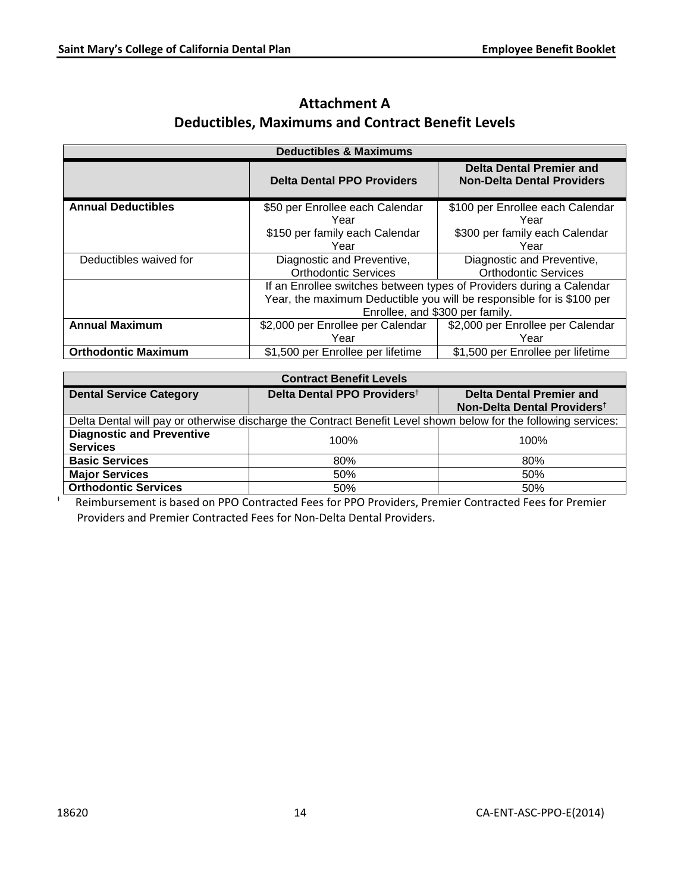# Attachment A
## Deductibles, Maximums and Contract Benefit Levels

| Deductibles & Maximums | | |
|---|---|---|
| | **Delta Dental PPO Providers** | **Delta Dental Premier and Non-Delta Dental Providers** |
| **Annual Deductibles** | \$50 per Enrollee each Calendar Year<br>\$150 per family each Calendar Year | \$100 per Enrollee each Calendar Year<br>\$300 per family each Calendar Year |
| Deductibles waived for | Diagnostic and Preventive, Orthodontic Services | Diagnostic and Preventive, Orthodontic Services |
| | If an Enrollee switches between types of Providers during a Calendar Year, the maximum Deductible you will be responsible for is \$100 per Enrollee, and \$300 per family. | |
| **Annual Maximum** | \$2,000 per Enrollee per Calendar Year | \$2,000 per Enrollee per Calendar Year |
| **Orthodontic Maximum** | \$1,500 per Enrollee per lifetime | \$1,500 per Enrollee per lifetime |

| Contract Benefit Levels | | |
|---|---|---|
| **Dental Service Category** | **Delta Dental PPO Providers†** | **Delta Dental Premier and Non-Delta Dental Providers†** |
| Delta Dental will pay or otherwise discharge the Contract Benefit Level shown below for the following services: | | |
| **Diagnostic and Preventive Services** | 100% | 100% |
| **Basic Services** | 80% | 80% |
| **Major Services** | 50% | 50% |
| **Orthodontic Services** | 50% | 50% |

† Reimbursement is based on PPO Contracted Fees for PPO Providers, Premier Contracted Fees for Premier Providers and Premier Contracted Fees for Non-Delta Dental Providers.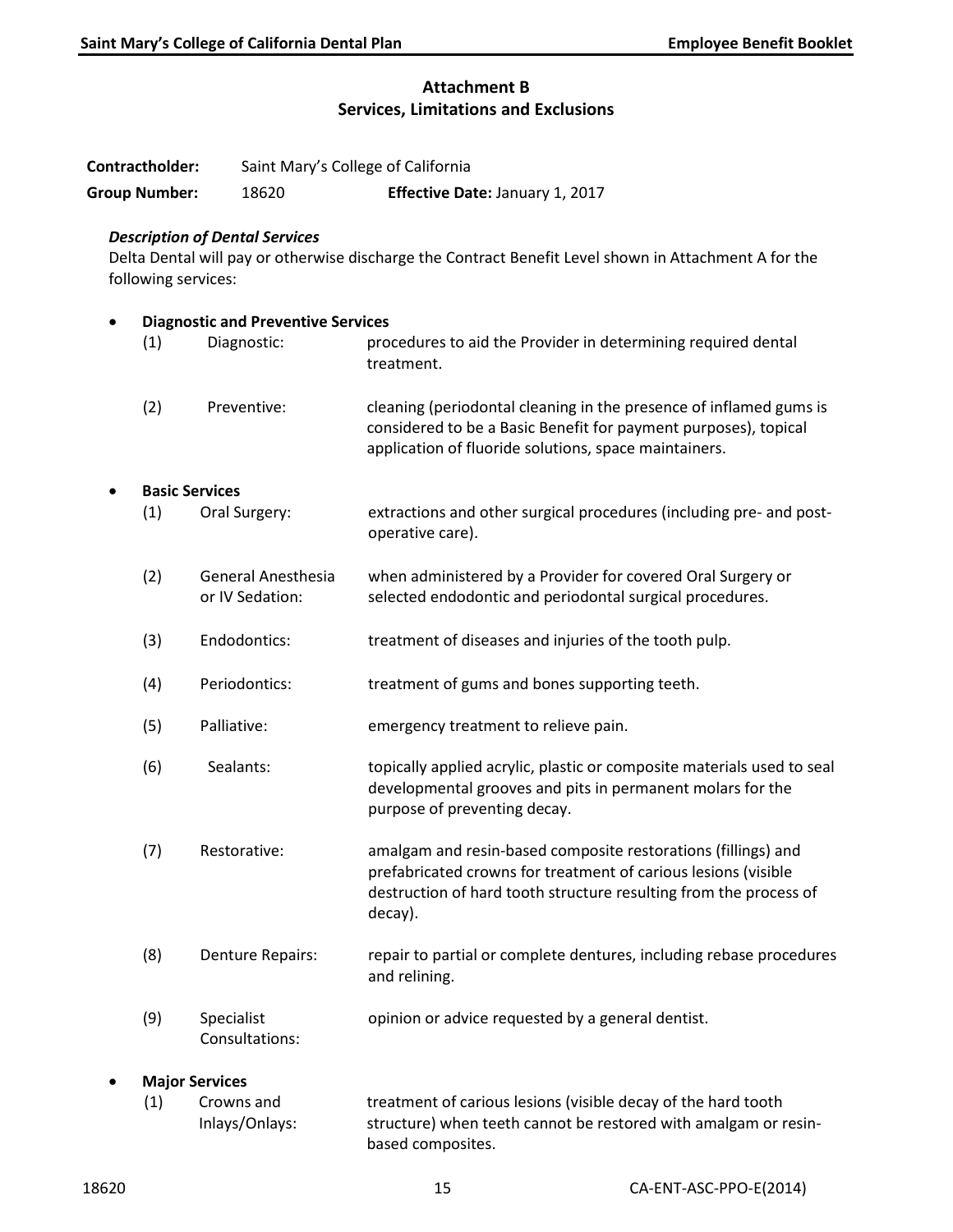## Attachment B
## Services, Limitations and Exclusions

**Contractholder:** Saint Mary's College of California

**Group Number:** 18620 **Effective Date:** January 1, 2017

***Description of Dental Services***

Delta Dental will pay or otherwise discharge the Contract Benefit Level shown in Attachment A for the following services:

- **Diagnostic and Preventive Services**
  - (1) Diagnostic: procedures to aid the Provider in determining required dental treatment.
  - (2) Preventive: cleaning (periodontal cleaning in the presence of inflamed gums is considered to be a Basic Benefit for payment purposes), topical application of fluoride solutions, space maintainers.

- **Basic Services**
  - (1) Oral Surgery: extractions and other surgical procedures (including pre- and post-operative care).
  - (2) General Anesthesia or IV Sedation: when administered by a Provider for covered Oral Surgery or selected endodontic and periodontal surgical procedures.
  - (3) Endodontics: treatment of diseases and injuries of the tooth pulp.
  - (4) Periodontics: treatment of gums and bones supporting teeth.
  - (5) Palliative: emergency treatment to relieve pain.
  - (6) Sealants: topically applied acrylic, plastic or composite materials used to seal developmental grooves and pits in permanent molars for the purpose of preventing decay.
  - (7) Restorative: amalgam and resin-based composite restorations (fillings) and prefabricated crowns for treatment of carious lesions (visible destruction of hard tooth structure resulting from the process of decay).
  - (8) Denture Repairs: repair to partial or complete dentures, including rebase procedures and relining.
  - (9) Specialist Consultations: opinion or advice requested by a general dentist.

- **Major Services**
  - (1) Crowns and Inlays/Onlays: treatment of carious lesions (visible decay of the hard tooth structure) when teeth cannot be restored with amalgam or resin-based composites.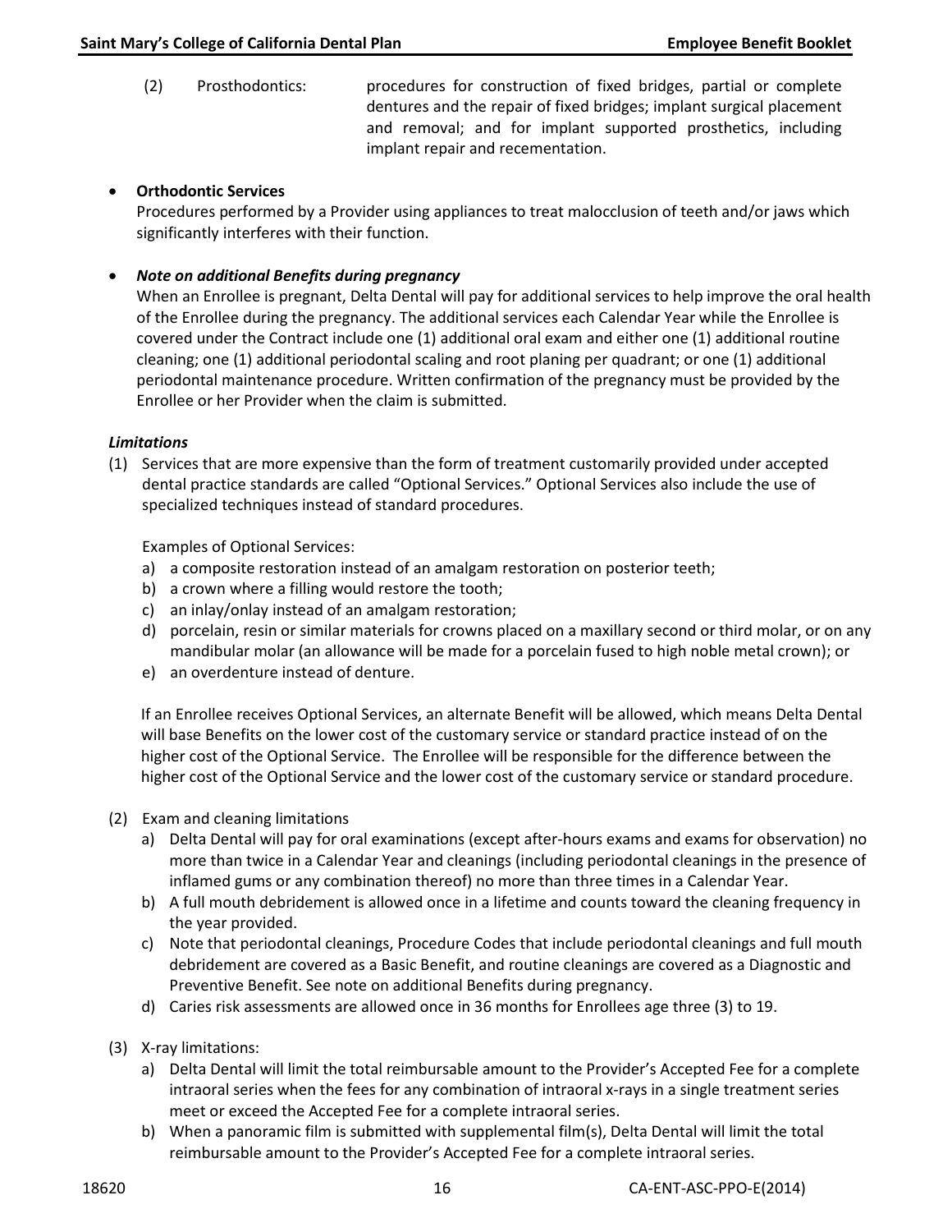(2) Prosthodontics: procedures for construction of fixed bridges, partial or complete dentures and the repair of fixed bridges; implant surgical placement and removal; and for implant supported prosthetics, including implant repair and recementation.

- **Orthodontic Services**
  Procedures performed by a Provider using appliances to treat malocclusion of teeth and/or jaws which significantly interferes with their function.

- ***Note on additional Benefits during pregnancy***
  When an Enrollee is pregnant, Delta Dental will pay for additional services to help improve the oral health of the Enrollee during the pregnancy. The additional services each Calendar Year while the Enrollee is covered under the Contract include one (1) additional oral exam and either one (1) additional routine cleaning; one (1) additional periodontal scaling and root planing per quadrant; or one (1) additional periodontal maintenance procedure. Written confirmation of the pregnancy must be provided by the Enrollee or her Provider when the claim is submitted.

***Limitations***

(1) Services that are more expensive than the form of treatment customarily provided under accepted dental practice standards are called "Optional Services." Optional Services also include the use of specialized techniques instead of standard procedures.

   Examples of Optional Services:
   
   a) a composite restoration instead of an amalgam restoration on posterior teeth;
   b) a crown where a filling would restore the tooth;
   c) an inlay/onlay instead of an amalgam restoration;
   d) porcelain, resin or similar materials for crowns placed on a maxillary second or third molar, or on any mandibular molar (an allowance will be made for a porcelain fused to high noble metal crown); or
   e) an overdenture instead of denture.

   If an Enrollee receives Optional Services, an alternate Benefit will be allowed, which means Delta Dental will base Benefits on the lower cost of the customary service or standard practice instead of on the higher cost of the Optional Service. The Enrollee will be responsible for the difference between the higher cost of the Optional Service and the lower cost of the customary service or standard procedure.

(2) Exam and cleaning limitations
   
   a) Delta Dental will pay for oral examinations (except after-hours exams and exams for observation) no more than twice in a Calendar Year and cleanings (including periodontal cleanings in the presence of inflamed gums or any combination thereof) no more than three times in a Calendar Year.
   b) A full mouth debridement is allowed once in a lifetime and counts toward the cleaning frequency in the year provided.
   c) Note that periodontal cleanings, Procedure Codes that include periodontal cleanings and full mouth debridement are covered as a Basic Benefit, and routine cleanings are covered as a Diagnostic and Preventive Benefit. See note on additional Benefits during pregnancy.
   d) Caries risk assessments are allowed once in 36 months for Enrollees age three (3) to 19.

(3) X-ray limitations:
   
   a) Delta Dental will limit the total reimbursable amount to the Provider's Accepted Fee for a complete intraoral series when the fees for any combination of intraoral x-rays in a single treatment series meet or exceed the Accepted Fee for a complete intraoral series.
   b) When a panoramic film is submitted with supplemental film(s), Delta Dental will limit the total reimbursable amount to the Provider's Accepted Fee for a complete intraoral series.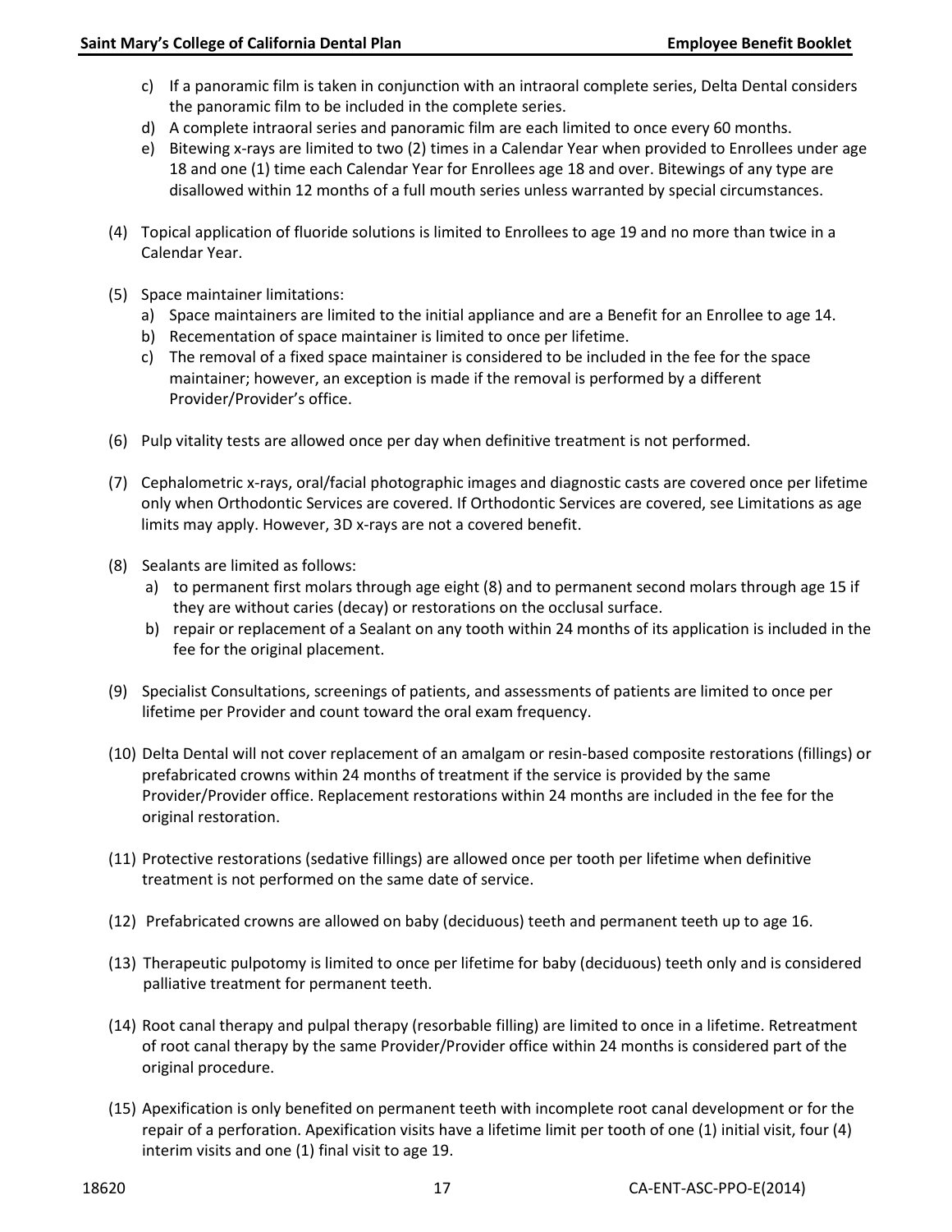c) If a panoramic film is taken in conjunction with an intraoral complete series, Delta Dental considers the panoramic film to be included in the complete series.

d) A complete intraoral series and panoramic film are each limited to once every 60 months.

e) Bitewing x-rays are limited to two (2) times in a Calendar Year when provided to Enrollees under age 18 and one (1) time each Calendar Year for Enrollees age 18 and over. Bitewings of any type are disallowed within 12 months of a full mouth series unless warranted by special circumstances.

(4) Topical application of fluoride solutions is limited to Enrollees to age 19 and no more than twice in a Calendar Year.

(5) Space maintainer limitations:

a) Space maintainers are limited to the initial appliance and are a Benefit for an Enrollee to age 14.

b) Recementation of space maintainer is limited to once per lifetime.

c) The removal of a fixed space maintainer is considered to be included in the fee for the space maintainer; however, an exception is made if the removal is performed by a different Provider/Provider's office.

(6) Pulp vitality tests are allowed once per day when definitive treatment is not performed.

(7) Cephalometric x-rays, oral/facial photographic images and diagnostic casts are covered once per lifetime only when Orthodontic Services are covered. If Orthodontic Services are covered, see Limitations as age limits may apply. However, 3D x-rays are not a covered benefit.

(8) Sealants are limited as follows:

a) to permanent first molars through age eight (8) and to permanent second molars through age 15 if they are without caries (decay) or restorations on the occlusal surface.

b) repair or replacement of a Sealant on any tooth within 24 months of its application is included in the fee for the original placement.

(9) Specialist Consultations, screenings of patients, and assessments of patients are limited to once per lifetime per Provider and count toward the oral exam frequency.

(10) Delta Dental will not cover replacement of an amalgam or resin-based composite restorations (fillings) or prefabricated crowns within 24 months of treatment if the service is provided by the same Provider/Provider office. Replacement restorations within 24 months are included in the fee for the original restoration.

(11) Protective restorations (sedative fillings) are allowed once per tooth per lifetime when definitive treatment is not performed on the same date of service.

(12) Prefabricated crowns are allowed on baby (deciduous) teeth and permanent teeth up to age 16.

(13) Therapeutic pulpotomy is limited to once per lifetime for baby (deciduous) teeth only and is considered palliative treatment for permanent teeth.

(14) Root canal therapy and pulpal therapy (resorbable filling) are limited to once in a lifetime. Retreatment of root canal therapy by the same Provider/Provider office within 24 months is considered part of the original procedure.

(15) Apexification is only benefited on permanent teeth with incomplete root canal development or for the repair of a perforation. Apexification visits have a lifetime limit per tooth of one (1) initial visit, four (4) interim visits and one (1) final visit to age 19.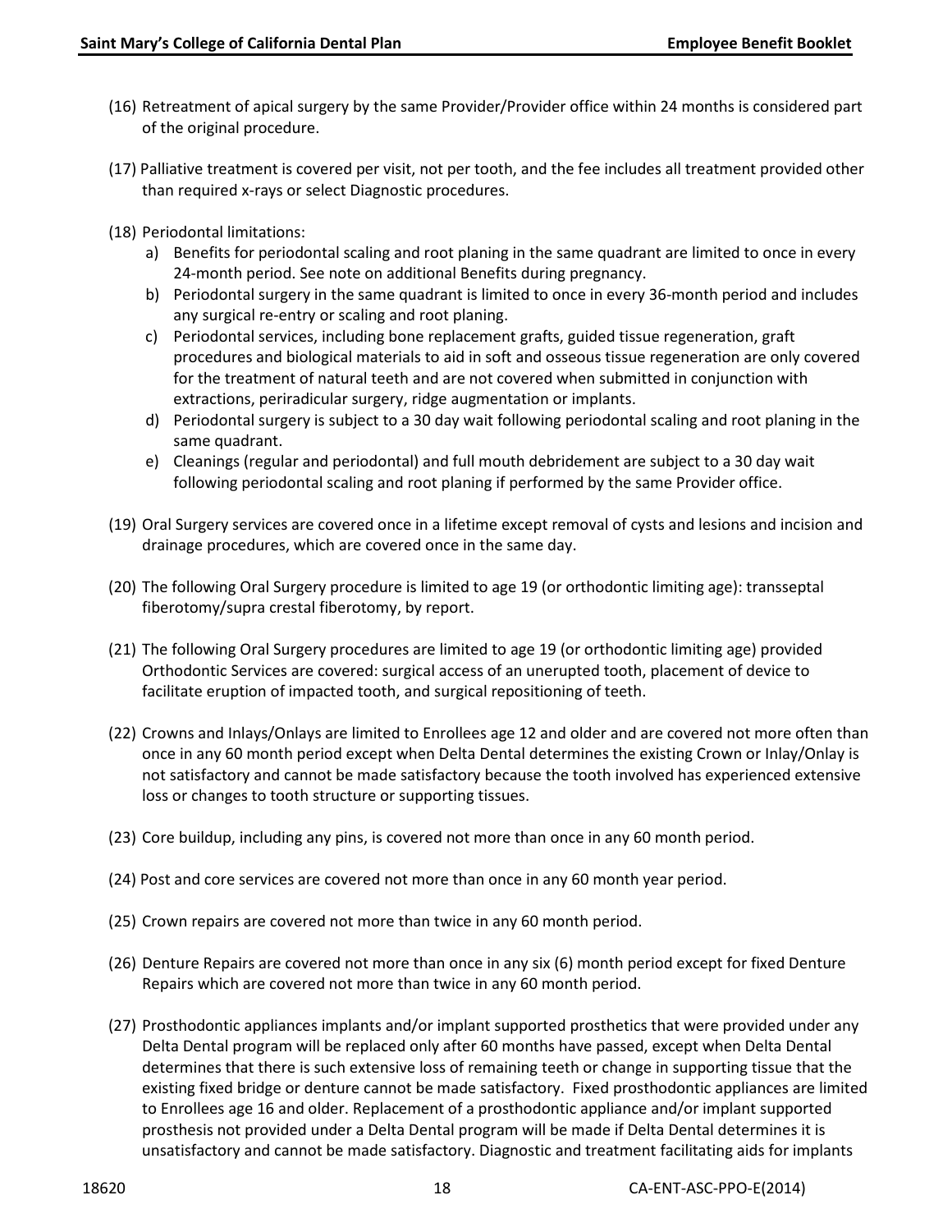(16) Retreatment of apical surgery by the same Provider/Provider office within 24 months is considered part of the original procedure.

(17) Palliative treatment is covered per visit, not per tooth, and the fee includes all treatment provided other than required x-rays or select Diagnostic procedures.

(18) Periodontal limitations:

   a) Benefits for periodontal scaling and root planing in the same quadrant are limited to once in every 24-month period. See note on additional Benefits during pregnancy.
   b) Periodontal surgery in the same quadrant is limited to once in every 36-month period and includes any surgical re-entry or scaling and root planing.
   c) Periodontal services, including bone replacement grafts, guided tissue regeneration, graft procedures and biological materials to aid in soft and osseous tissue regeneration are only covered for the treatment of natural teeth and are not covered when submitted in conjunction with extractions, periradicular surgery, ridge augmentation or implants.
   d) Periodontal surgery is subject to a 30 day wait following periodontal scaling and root planing in the same quadrant.
   e) Cleanings (regular and periodontal) and full mouth debridement are subject to a 30 day wait following periodontal scaling and root planing if performed by the same Provider office.

(19) Oral Surgery services are covered once in a lifetime except removal of cysts and lesions and incision and drainage procedures, which are covered once in the same day.

(20) The following Oral Surgery procedure is limited to age 19 (or orthodontic limiting age): transseptal fiberotomy/supra crestal fiberotomy, by report.

(21) The following Oral Surgery procedures are limited to age 19 (or orthodontic limiting age) provided Orthodontic Services are covered: surgical access of an unerupted tooth, placement of device to facilitate eruption of impacted tooth, and surgical repositioning of teeth.

(22) Crowns and Inlays/Onlays are limited to Enrollees age 12 and older and are covered not more often than once in any 60 month period except when Delta Dental determines the existing Crown or Inlay/Onlay is not satisfactory and cannot be made satisfactory because the tooth involved has experienced extensive loss or changes to tooth structure or supporting tissues.

(23) Core buildup, including any pins, is covered not more than once in any 60 month period.

(24) Post and core services are covered not more than once in any 60 month year period.

(25) Crown repairs are covered not more than twice in any 60 month period.

(26) Denture Repairs are covered not more than once in any six (6) month period except for fixed Denture Repairs which are covered not more than twice in any 60 month period.

(27) Prosthodontic appliances implants and/or implant supported prosthetics that were provided under any Delta Dental program will be replaced only after 60 months have passed, except when Delta Dental determines that there is such extensive loss of remaining teeth or change in supporting tissue that the existing fixed bridge or denture cannot be made satisfactory. Fixed prosthodontic appliances are limited to Enrollees age 16 and older. Replacement of a prosthodontic appliance and/or implant supported prosthesis not provided under a Delta Dental program will be made if Delta Dental determines it is unsatisfactory and cannot be made satisfactory. Diagnostic and treatment facilitating aids for implants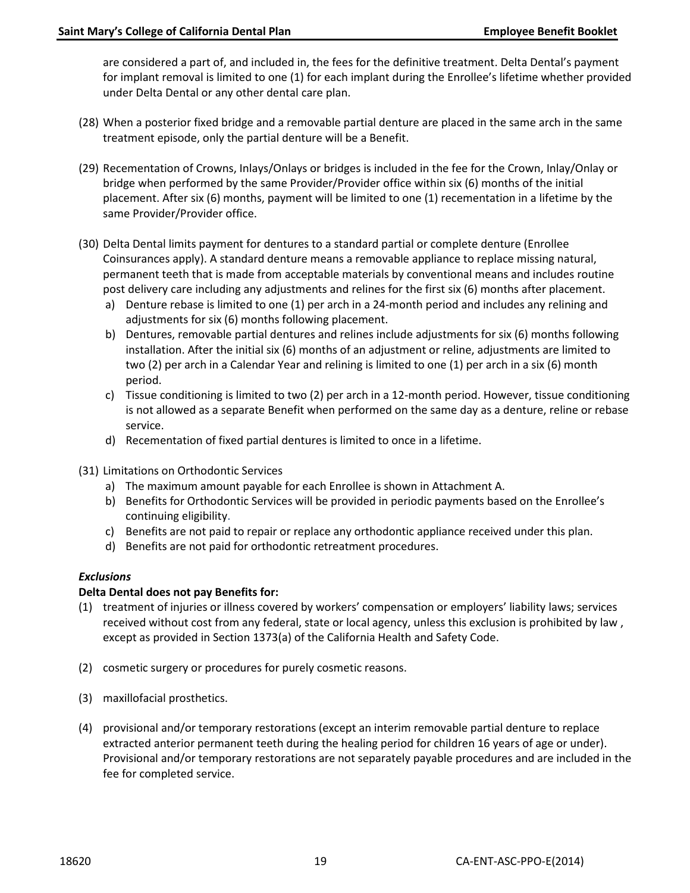are considered a part of, and included in, the fees for the definitive treatment. Delta Dental's payment for implant removal is limited to one (1) for each implant during the Enrollee's lifetime whether provided under Delta Dental or any other dental care plan.

(28) When a posterior fixed bridge and a removable partial denture are placed in the same arch in the same treatment episode, only the partial denture will be a Benefit.

(29) Recementation of Crowns, Inlays/Onlays or bridges is included in the fee for the Crown, Inlay/Onlay or bridge when performed by the same Provider/Provider office within six (6) months of the initial placement. After six (6) months, payment will be limited to one (1) recementation in a lifetime by the same Provider/Provider office.

(30) Delta Dental limits payment for dentures to a standard partial or complete denture (Enrollee Coinsurances apply). A standard denture means a removable appliance to replace missing natural, permanent teeth that is made from acceptable materials by conventional means and includes routine post delivery care including any adjustments and relines for the first six (6) months after placement.
   a) Denture rebase is limited to one (1) per arch in a 24-month period and includes any relining and adjustments for six (6) months following placement.
   b) Dentures, removable partial dentures and relines include adjustments for six (6) months following installation. After the initial six (6) months of an adjustment or reline, adjustments are limited to two (2) per arch in a Calendar Year and relining is limited to one (1) per arch in a six (6) month period.
   c) Tissue conditioning is limited to two (2) per arch in a 12-month period. However, tissue conditioning is not allowed as a separate Benefit when performed on the same day as a denture, reline or rebase service.
   d) Recementation of fixed partial dentures is limited to once in a lifetime.

(31) Limitations on Orthodontic Services
   a) The maximum amount payable for each Enrollee is shown in Attachment A.
   b) Benefits for Orthodontic Services will be provided in periodic payments based on the Enrollee's continuing eligibility.
   c) Benefits are not paid to repair or replace any orthodontic appliance received under this plan.
   d) Benefits are not paid for orthodontic retreatment procedures.

***Exclusions***

**Delta Dental does not pay Benefits for:**

(1) treatment of injuries or illness covered by workers' compensation or employers' liability laws; services received without cost from any federal, state or local agency, unless this exclusion is prohibited by law , except as provided in Section 1373(a) of the California Health and Safety Code.

(2) cosmetic surgery or procedures for purely cosmetic reasons.

(3) maxillofacial prosthetics.

(4) provisional and/or temporary restorations (except an interim removable partial denture to replace extracted anterior permanent teeth during the healing period for children 16 years of age or under). Provisional and/or temporary restorations are not separately payable procedures and are included in the fee for completed service.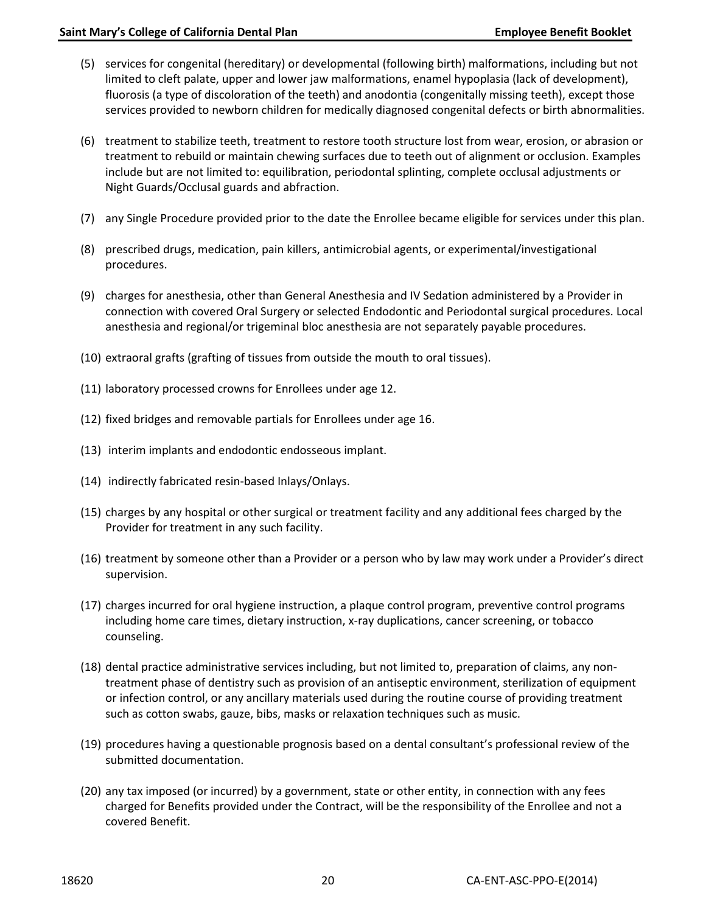(5) services for congenital (hereditary) or developmental (following birth) malformations, including but not limited to cleft palate, upper and lower jaw malformations, enamel hypoplasia (lack of development), fluorosis (a type of discoloration of the teeth) and anodontia (congenitally missing teeth), except those services provided to newborn children for medically diagnosed congenital defects or birth abnormalities.

(6) treatment to stabilize teeth, treatment to restore tooth structure lost from wear, erosion, or abrasion or treatment to rebuild or maintain chewing surfaces due to teeth out of alignment or occlusion. Examples include but are not limited to: equilibration, periodontal splinting, complete occlusal adjustments or Night Guards/Occlusal guards and abfraction.

(7) any Single Procedure provided prior to the date the Enrollee became eligible for services under this plan.

(8) prescribed drugs, medication, pain killers, antimicrobial agents, or experimental/investigational procedures.

(9) charges for anesthesia, other than General Anesthesia and IV Sedation administered by a Provider in connection with covered Oral Surgery or selected Endodontic and Periodontal surgical procedures. Local anesthesia and regional/or trigeminal bloc anesthesia are not separately payable procedures.

(10) extraoral grafts (grafting of tissues from outside the mouth to oral tissues).

(11) laboratory processed crowns for Enrollees under age 12.

(12) fixed bridges and removable partials for Enrollees under age 16.

(13) interim implants and endodontic endosseous implant.

(14) indirectly fabricated resin-based Inlays/Onlays.

(15) charges by any hospital or other surgical or treatment facility and any additional fees charged by the Provider for treatment in any such facility.

(16) treatment by someone other than a Provider or a person who by law may work under a Provider's direct supervision.

(17) charges incurred for oral hygiene instruction, a plaque control program, preventive control programs including home care times, dietary instruction, x-ray duplications, cancer screening, or tobacco counseling.

(18) dental practice administrative services including, but not limited to, preparation of claims, any non-treatment phase of dentistry such as provision of an antiseptic environment, sterilization of equipment or infection control, or any ancillary materials used during the routine course of providing treatment such as cotton swabs, gauze, bibs, masks or relaxation techniques such as music.

(19) procedures having a questionable prognosis based on a dental consultant's professional review of the submitted documentation.

(20) any tax imposed (or incurred) by a government, state or other entity, in connection with any fees charged for Benefits provided under the Contract, will be the responsibility of the Enrollee and not a covered Benefit.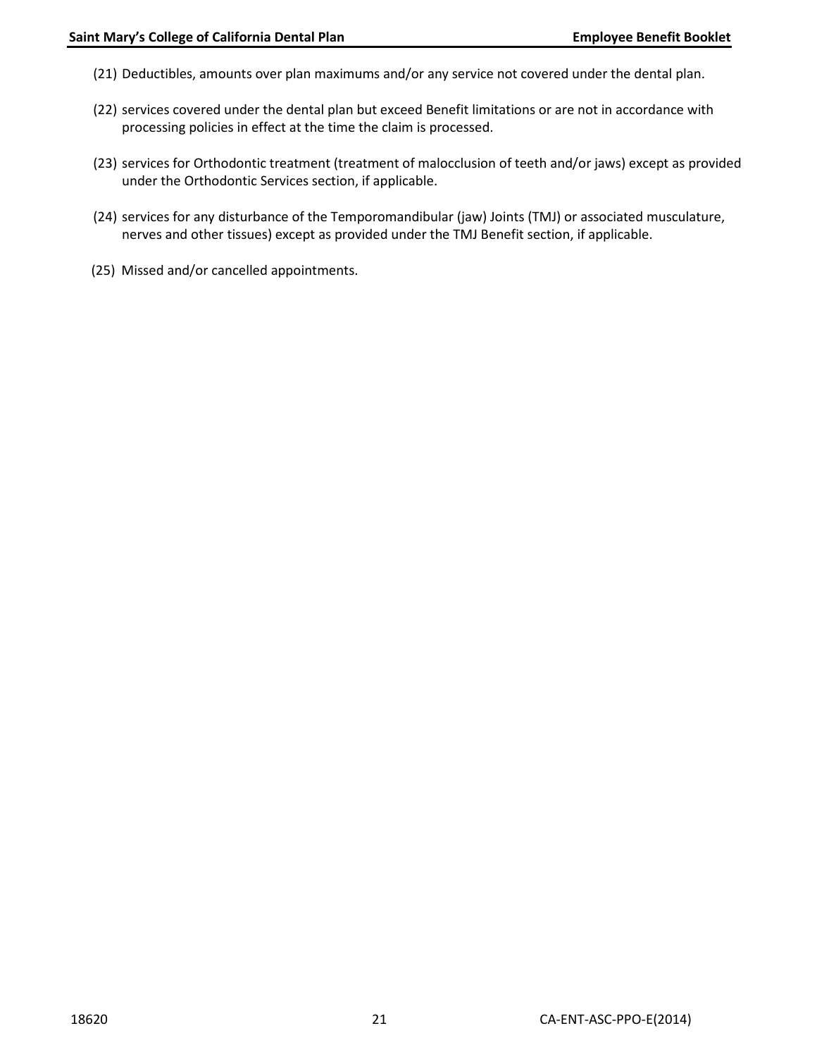(21) Deductibles, amounts over plan maximums and/or any service not covered under the dental plan.

(22) services covered under the dental plan but exceed Benefit limitations or are not in accordance with processing policies in effect at the time the claim is processed.

(23) services for Orthodontic treatment (treatment of malocclusion of teeth and/or jaws) except as provided under the Orthodontic Services section, if applicable.

(24) services for any disturbance of the Temporomandibular (jaw) Joints (TMJ) or associated musculature, nerves and other tissues) except as provided under the TMJ Benefit section, if applicable.

(25) Missed and/or cancelled appointments.